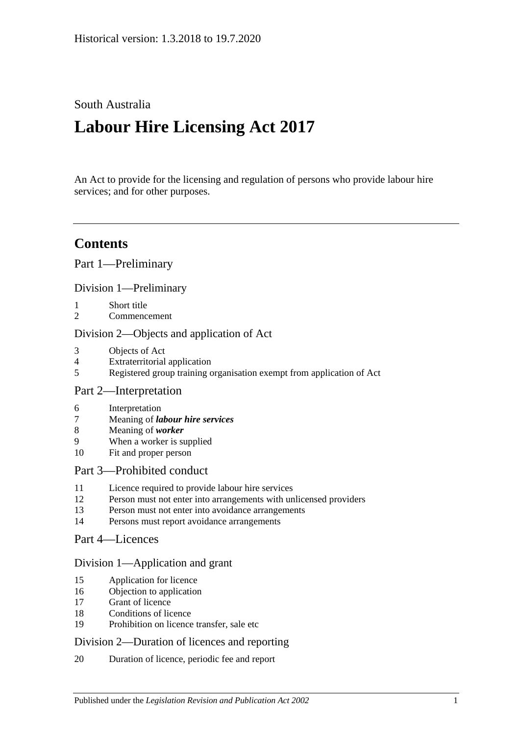Historical version: 1.3.2018 to 19.7.2020

South Australia

# Labour Hire Licensing Act 2017

An Act to provide for the licensing and regulation of persons who provide labour hire services; and for other purposes.

## Contents

Part 1—Preliminary

Division 1—Preliminary

1 Short title
2 Commencement

Division 2—Objects and application of Act

3 Objects of Act
4 Extraterritorial application
5 Registered group training organisation exempt from application of Act

Part 2—Interpretation

6 Interpretation
7 Meaning of ***labour hire services***
8 Meaning of ***worker***
9 When a worker is supplied
10 Fit and proper person

Part 3—Prohibited conduct

11 Licence required to provide labour hire services
12 Person must not enter into arrangements with unlicensed providers
13 Person must not enter into avoidance arrangements
14 Persons must report avoidance arrangements

Part 4—Licences

Division 1—Application and grant

15 Application for licence
16 Objection to application
17 Grant of licence
18 Conditions of licence
19 Prohibition on licence transfer, sale etc

Division 2—Duration of licences and reporting

20 Duration of licence, periodic fee and report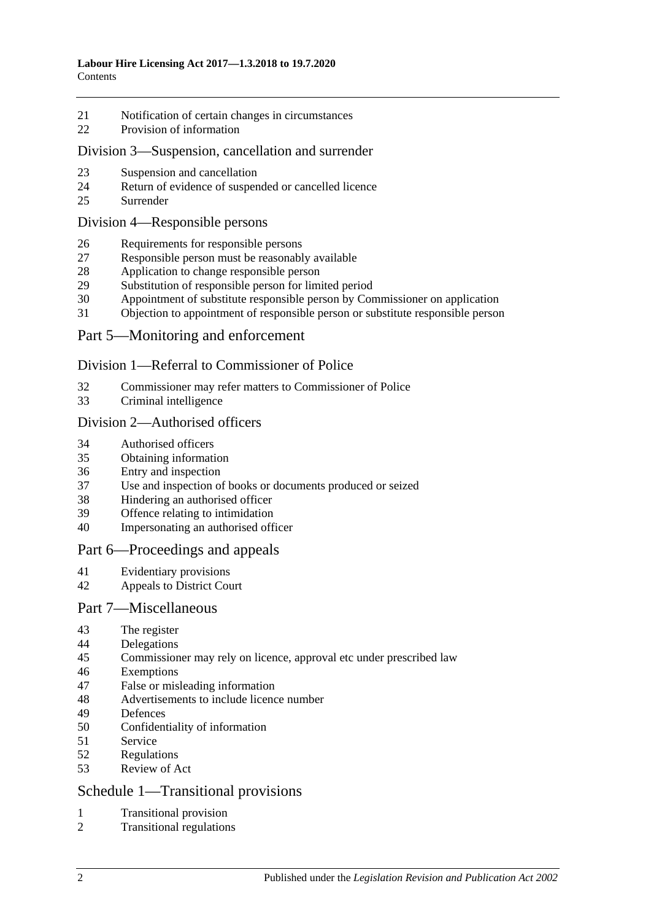21 Notification of certain changes in circumstances
22 Provision of information

## Division 3—Suspension, cancellation and surrender

23 Suspension and cancellation
24 Return of evidence of suspended or cancelled licence
25 Surrender

## Division 4—Responsible persons

26 Requirements for responsible persons
27 Responsible person must be reasonably available
28 Application to change responsible person
29 Substitution of responsible person for limited period
30 Appointment of substitute responsible person by Commissioner on application
31 Objection to appointment of responsible person or substitute responsible person

# Part 5—Monitoring and enforcement

## Division 1—Referral to Commissioner of Police

32 Commissioner may refer matters to Commissioner of Police
33 Criminal intelligence

## Division 2—Authorised officers

34 Authorised officers
35 Obtaining information
36 Entry and inspection
37 Use and inspection of books or documents produced or seized
38 Hindering an authorised officer
39 Offence relating to intimidation
40 Impersonating an authorised officer

# Part 6—Proceedings and appeals

41 Evidentiary provisions
42 Appeals to District Court

# Part 7—Miscellaneous

43 The register
44 Delegations
45 Commissioner may rely on licence, approval etc under prescribed law
46 Exemptions
47 False or misleading information
48 Advertisements to include licence number
49 Defences
50 Confidentiality of information
51 Service
52 Regulations
53 Review of Act

# Schedule 1—Transitional provisions

1 Transitional provision
2 Transitional regulations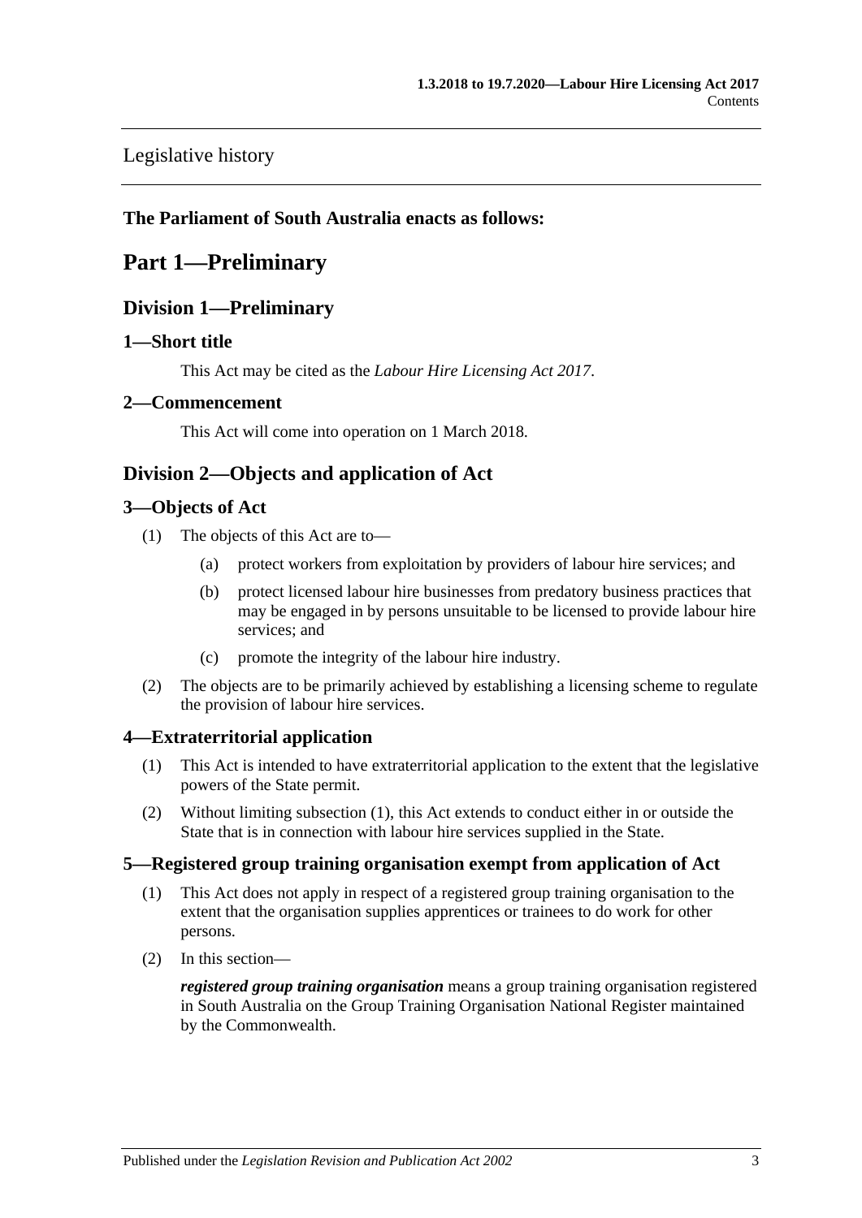Legislative history

**The Parliament of South Australia enacts as follows:**

# Part 1—Preliminary

## Division 1—Preliminary

### 1—Short title

This Act may be cited as the *Labour Hire Licensing Act 2017*.

### 2—Commencement

This Act will come into operation on 1 March 2018.

## Division 2—Objects and application of Act

### 3—Objects of Act

(1) The objects of this Act are to—

(a) protect workers from exploitation by providers of labour hire services; and

(b) protect licensed labour hire businesses from predatory business practices that may be engaged in by persons unsuitable to be licensed to provide labour hire services; and

(c) promote the integrity of the labour hire industry.

(2) The objects are to be primarily achieved by establishing a licensing scheme to regulate the provision of labour hire services.

### 4—Extraterritorial application

(1) This Act is intended to have extraterritorial application to the extent that the legislative powers of the State permit.

(2) Without limiting subsection (1), this Act extends to conduct either in or outside the State that is in connection with labour hire services supplied in the State.

### 5—Registered group training organisation exempt from application of Act

(1) This Act does not apply in respect of a registered group training organisation to the extent that the organisation supplies apprentices or trainees to do work for other persons.

(2) In this section—

***registered group training organisation*** means a group training organisation registered in South Australia on the Group Training Organisation National Register maintained by the Commonwealth.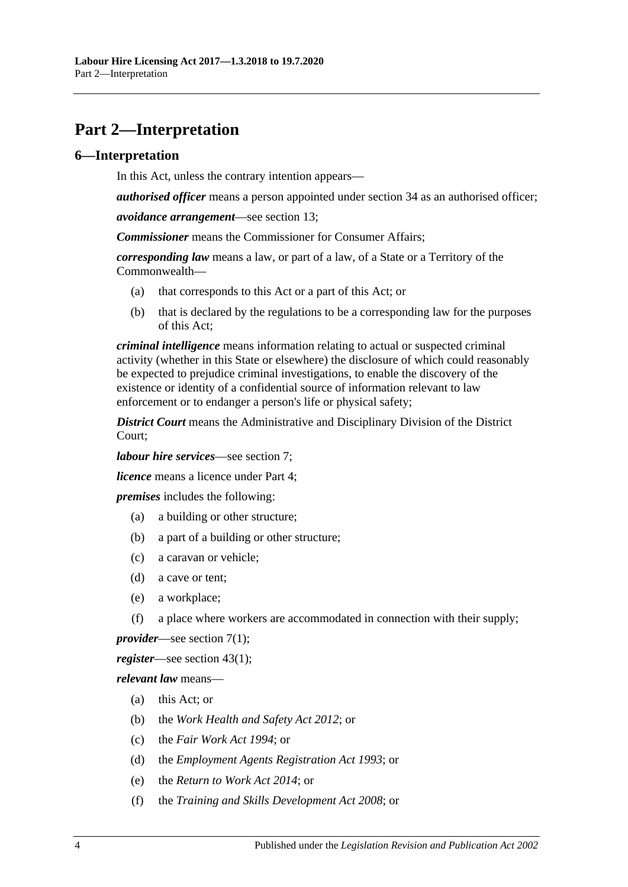# Part 2—Interpretation

## 6—Interpretation

In this Act, unless the contrary intention appears—

***authorised officer*** means a person appointed under section 34 as an authorised officer;

***avoidance arrangement***—see section 13;

***Commissioner*** means the Commissioner for Consumer Affairs;

***corresponding law*** means a law, or part of a law, of a State or a Territory of the Commonwealth—

(a) that corresponds to this Act or a part of this Act; or

(b) that is declared by the regulations to be a corresponding law for the purposes of this Act;

***criminal intelligence*** means information relating to actual or suspected criminal activity (whether in this State or elsewhere) the disclosure of which could reasonably be expected to prejudice criminal investigations, to enable the discovery of the existence or identity of a confidential source of information relevant to law enforcement or to endanger a person's life or physical safety;

***District Court*** means the Administrative and Disciplinary Division of the District Court;

***labour hire services***—see section 7;

***licence*** means a licence under Part 4;

***premises*** includes the following:

(a) a building or other structure;

(b) a part of a building or other structure;

(c) a caravan or vehicle;

(d) a cave or tent;

(e) a workplace;

(f) a place where workers are accommodated in connection with their supply;

***provider***—see section 7(1);

***register***—see section 43(1);

***relevant law*** means—

(a) this Act; or

(b) the *Work Health and Safety Act 2012*; or

(c) the *Fair Work Act 1994*; or

(d) the *Employment Agents Registration Act 1993*; or

(e) the *Return to Work Act 2014*; or

(f) the *Training and Skills Development Act 2008*; or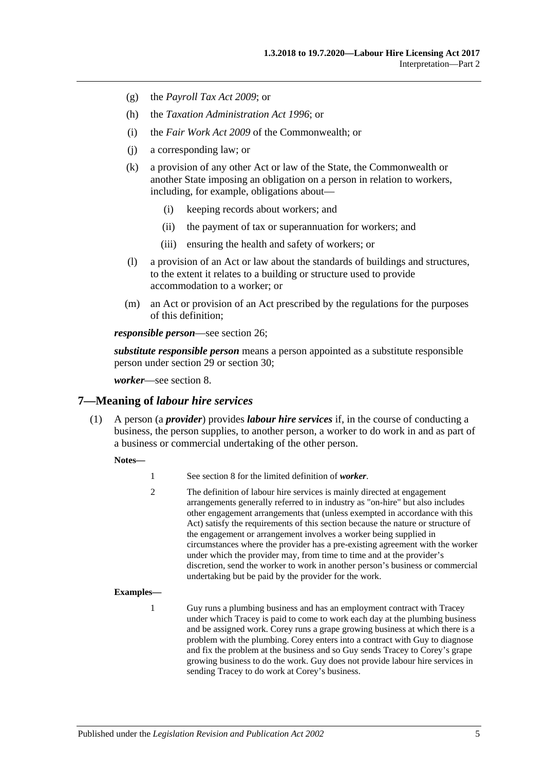(g) the *Payroll Tax Act 2009*; or

(h) the *Taxation Administration Act 1996*; or

(i) the *Fair Work Act 2009* of the Commonwealth; or

(j) a corresponding law; or

(k) a provision of any other Act or law of the State, the Commonwealth or another State imposing an obligation on a person in relation to workers, including, for example, obligations about—

  (i) keeping records about workers; and

  (ii) the payment of tax or superannuation for workers; and

  (iii) ensuring the health and safety of workers; or

(l) a provision of an Act or law about the standards of buildings and structures, to the extent it relates to a building or structure used to provide accommodation to a worker; or

(m) an Act or provision of an Act prescribed by the regulations for the purposes of this definition;

***responsible person***—see section 26;

***substitute responsible person*** means a person appointed as a substitute responsible person under section 29 or section 30;

***worker***—see section 8.

## 7—Meaning of *labour hire services*

(1) A person (a ***provider***) provides ***labour hire services*** if, in the course of conducting a business, the person supplies, to another person, a worker to do work in and as part of a business or commercial undertaking of the other person.

**Notes—**

1 See section 8 for the limited definition of ***worker***.

2 The definition of labour hire services is mainly directed at engagement arrangements generally referred to in industry as "on-hire" but also includes other engagement arrangements that (unless exempted in accordance with this Act) satisfy the requirements of this section because the nature or structure of the engagement or arrangement involves a worker being supplied in circumstances where the provider has a pre-existing agreement with the worker under which the provider may, from time to time and at the provider's discretion, send the worker to work in another person's business or commercial undertaking but be paid by the provider for the work.

**Examples—**

1 Guy runs a plumbing business and has an employment contract with Tracey under which Tracey is paid to come to work each day at the plumbing business and be assigned work. Corey runs a grape growing business at which there is a problem with the plumbing. Corey enters into a contract with Guy to diagnose and fix the problem at the business and so Guy sends Tracey to Corey's grape growing business to do the work. Guy does not provide labour hire services in sending Tracey to do work at Corey's business.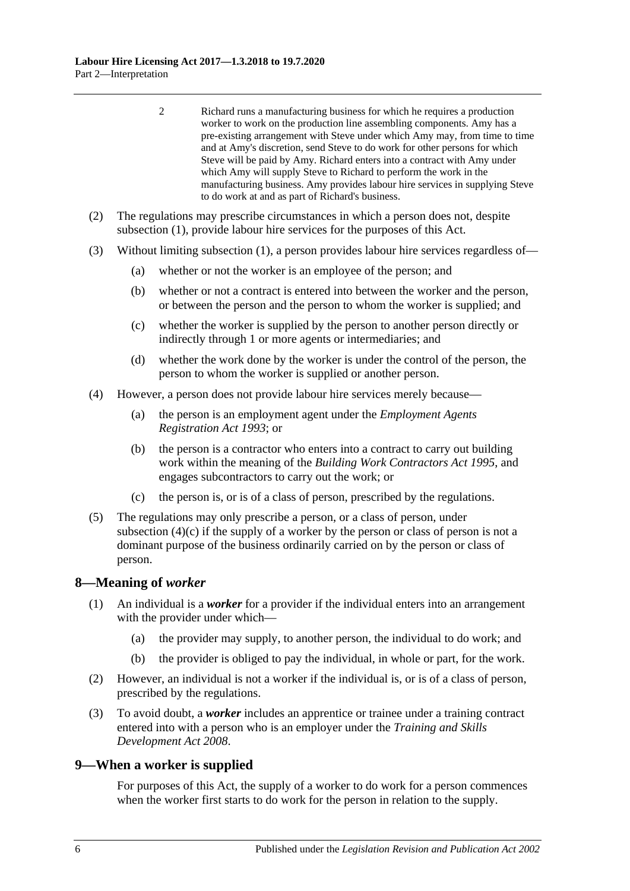2 Richard runs a manufacturing business for which he requires a production worker to work on the production line assembling components. Amy has a pre-existing arrangement with Steve under which Amy may, from time to time and at Amy's discretion, send Steve to do work for other persons for which Steve will be paid by Amy. Richard enters into a contract with Amy under which Amy will supply Steve to Richard to perform the work in the manufacturing business. Amy provides labour hire services in supplying Steve to do work at and as part of Richard's business.

(2) The regulations may prescribe circumstances in which a person does not, despite subsection (1), provide labour hire services for the purposes of this Act.

(3) Without limiting subsection (1), a person provides labour hire services regardless of—

(a) whether or not the worker is an employee of the person; and

(b) whether or not a contract is entered into between the worker and the person, or between the person and the person to whom the worker is supplied; and

(c) whether the worker is supplied by the person to another person directly or indirectly through 1 or more agents or intermediaries; and

(d) whether the work done by the worker is under the control of the person, the person to whom the worker is supplied or another person.

(4) However, a person does not provide labour hire services merely because—

(a) the person is an employment agent under the *Employment Agents Registration Act 1993*; or

(b) the person is a contractor who enters into a contract to carry out building work within the meaning of the *Building Work Contractors Act 1995*, and engages subcontractors to carry out the work; or

(c) the person is, or is of a class of person, prescribed by the regulations.

(5) The regulations may only prescribe a person, or a class of person, under subsection (4)(c) if the supply of a worker by the person or class of person is not a dominant purpose of the business ordinarily carried on by the person or class of person.

## 8—Meaning of *worker*

(1) An individual is a ***worker*** for a provider if the individual enters into an arrangement with the provider under which—

(a) the provider may supply, to another person, the individual to do work; and

(b) the provider is obliged to pay the individual, in whole or part, for the work.

(2) However, an individual is not a worker if the individual is, or is of a class of person, prescribed by the regulations.

(3) To avoid doubt, a ***worker*** includes an apprentice or trainee under a training contract entered into with a person who is an employer under the *Training and Skills Development Act 2008*.

## 9—When a worker is supplied

For purposes of this Act, the supply of a worker to do work for a person commences when the worker first starts to do work for the person in relation to the supply.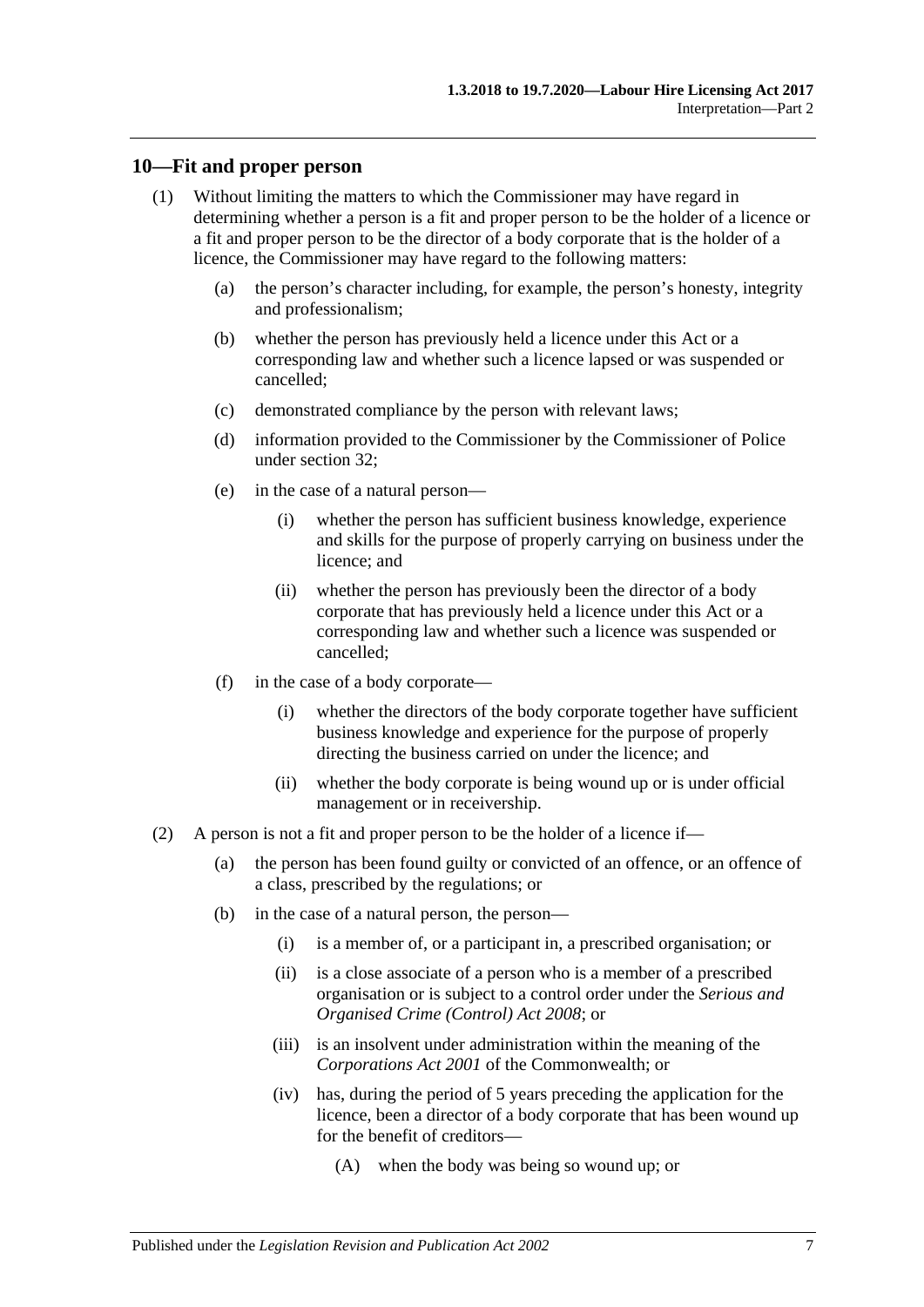## 10—Fit and proper person

(1) Without limiting the matters to which the Commissioner may have regard in determining whether a person is a fit and proper person to be the holder of a licence or a fit and proper person to be the director of a body corporate that is the holder of a licence, the Commissioner may have regard to the following matters:

- (a) the person's character including, for example, the person's honesty, integrity and professionalism;
- (b) whether the person has previously held a licence under this Act or a corresponding law and whether such a licence lapsed or was suspended or cancelled;
- (c) demonstrated compliance by the person with relevant laws;
- (d) information provided to the Commissioner by the Commissioner of Police under section 32;
- (e) in the case of a natural person—
  - (i) whether the person has sufficient business knowledge, experience and skills for the purpose of properly carrying on business under the licence; and
  - (ii) whether the person has previously been the director of a body corporate that has previously held a licence under this Act or a corresponding law and whether such a licence was suspended or cancelled;
- (f) in the case of a body corporate—
  - (i) whether the directors of the body corporate together have sufficient business knowledge and experience for the purpose of properly directing the business carried on under the licence; and
  - (ii) whether the body corporate is being wound up or is under official management or in receivership.

(2) A person is not a fit and proper person to be the holder of a licence if—

- (a) the person has been found guilty or convicted of an offence, or an offence of a class, prescribed by the regulations; or
- (b) in the case of a natural person, the person—
  - (i) is a member of, or a participant in, a prescribed organisation; or
  - (ii) is a close associate of a person who is a member of a prescribed organisation or is subject to a control order under the *Serious and Organised Crime (Control) Act 2008*; or
  - (iii) is an insolvent under administration within the meaning of the *Corporations Act 2001* of the Commonwealth; or
  - (iv) has, during the period of 5 years preceding the application for the licence, been a director of a body corporate that has been wound up for the benefit of creditors—
    - (A) when the body was being so wound up; or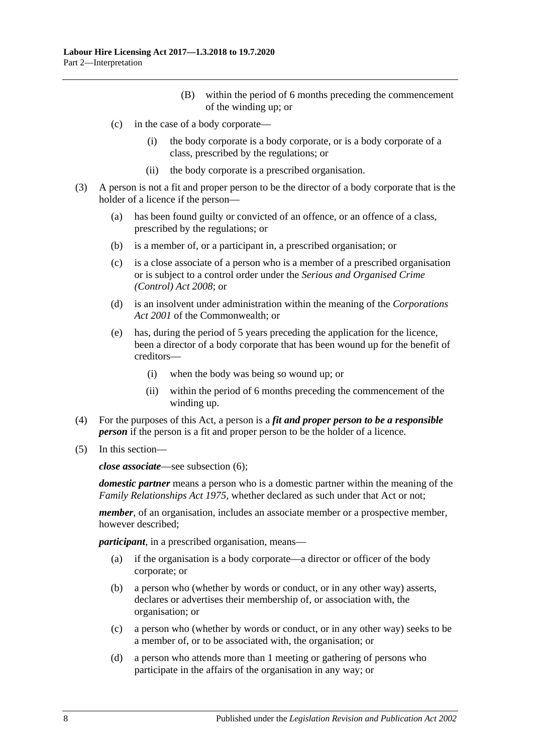(B) within the period of 6 months preceding the commencement of the winding up; or

(c) in the case of a body corporate—

(i) the body corporate is a body corporate, or is a body corporate of a class, prescribed by the regulations; or

(ii) the body corporate is a prescribed organisation.

(3) A person is not a fit and proper person to be the director of a body corporate that is the holder of a licence if the person—

(a) has been found guilty or convicted of an offence, or an offence of a class, prescribed by the regulations; or

(b) is a member of, or a participant in, a prescribed organisation; or

(c) is a close associate of a person who is a member of a prescribed organisation or is subject to a control order under the *Serious and Organised Crime (Control) Act 2008*; or

(d) is an insolvent under administration within the meaning of the *Corporations Act 2001* of the Commonwealth; or

(e) has, during the period of 5 years preceding the application for the licence, been a director of a body corporate that has been wound up for the benefit of creditors—

(i) when the body was being so wound up; or

(ii) within the period of 6 months preceding the commencement of the winding up.

(4) For the purposes of this Act, a person is a ***fit and proper person to be a responsible person*** if the person is a fit and proper person to be the holder of a licence.

(5) In this section—

***close associate***—see subsection (6);

***domestic partner*** means a person who is a domestic partner within the meaning of the *Family Relationships Act 1975*, whether declared as such under that Act or not;

***member***, of an organisation, includes an associate member or a prospective member, however described;

***participant***, in a prescribed organisation, means—

(a) if the organisation is a body corporate—a director or officer of the body corporate; or

(b) a person who (whether by words or conduct, or in any other way) asserts, declares or advertises their membership of, or association with, the organisation; or

(c) a person who (whether by words or conduct, or in any other way) seeks to be a member of, or to be associated with, the organisation; or

(d) a person who attends more than 1 meeting or gathering of persons who participate in the affairs of the organisation in any way; or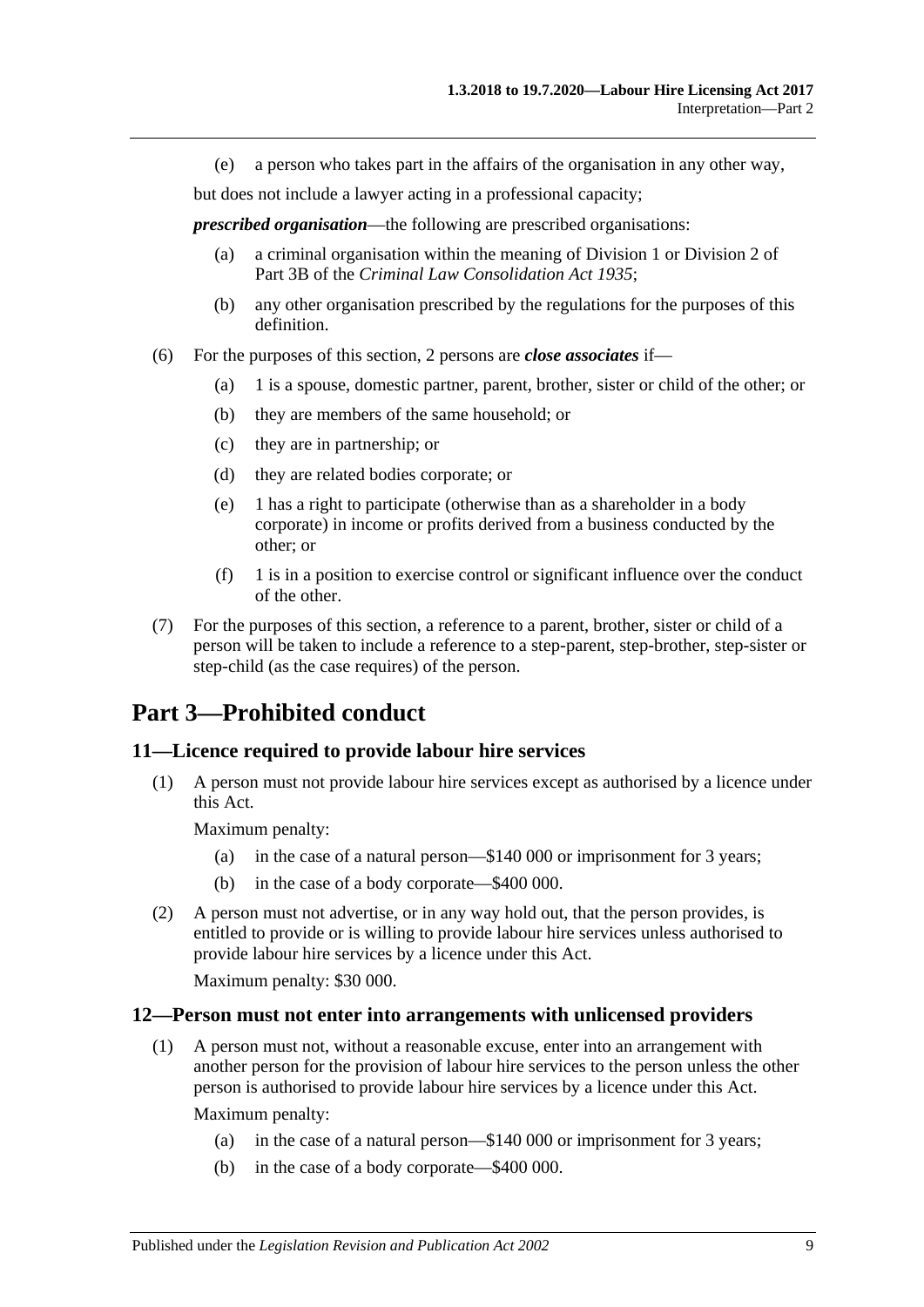(e) a person who takes part in the affairs of the organisation in any other way,

but does not include a lawyer acting in a professional capacity;

***prescribed organisation***—the following are prescribed organisations:

(a) a criminal organisation within the meaning of Division 1 or Division 2 of Part 3B of the *Criminal Law Consolidation Act 1935*;

(b) any other organisation prescribed by the regulations for the purposes of this definition.

(6) For the purposes of this section, 2 persons are ***close associates*** if—

(a) 1 is a spouse, domestic partner, parent, brother, sister or child of the other; or

(b) they are members of the same household; or

(c) they are in partnership; or

(d) they are related bodies corporate; or

(e) 1 has a right to participate (otherwise than as a shareholder in a body corporate) in income or profits derived from a business conducted by the other; or

(f) 1 is in a position to exercise control or significant influence over the conduct of the other.

(7) For the purposes of this section, a reference to a parent, brother, sister or child of a person will be taken to include a reference to a step-parent, step-brother, step-sister or step-child (as the case requires) of the person.

# Part 3—Prohibited conduct

## 11—Licence required to provide labour hire services

(1) A person must not provide labour hire services except as authorised by a licence under this Act.

Maximum penalty:

(a) in the case of a natural person—$140 000 or imprisonment for 3 years;

(b) in the case of a body corporate—$400 000.

(2) A person must not advertise, or in any way hold out, that the person provides, is entitled to provide or is willing to provide labour hire services unless authorised to provide labour hire services by a licence under this Act.

Maximum penalty: $30 000.

## 12—Person must not enter into arrangements with unlicensed providers

(1) A person must not, without a reasonable excuse, enter into an arrangement with another person for the provision of labour hire services to the person unless the other person is authorised to provide labour hire services by a licence under this Act.

Maximum penalty:

(a) in the case of a natural person—$140 000 or imprisonment for 3 years;

(b) in the case of a body corporate—$400 000.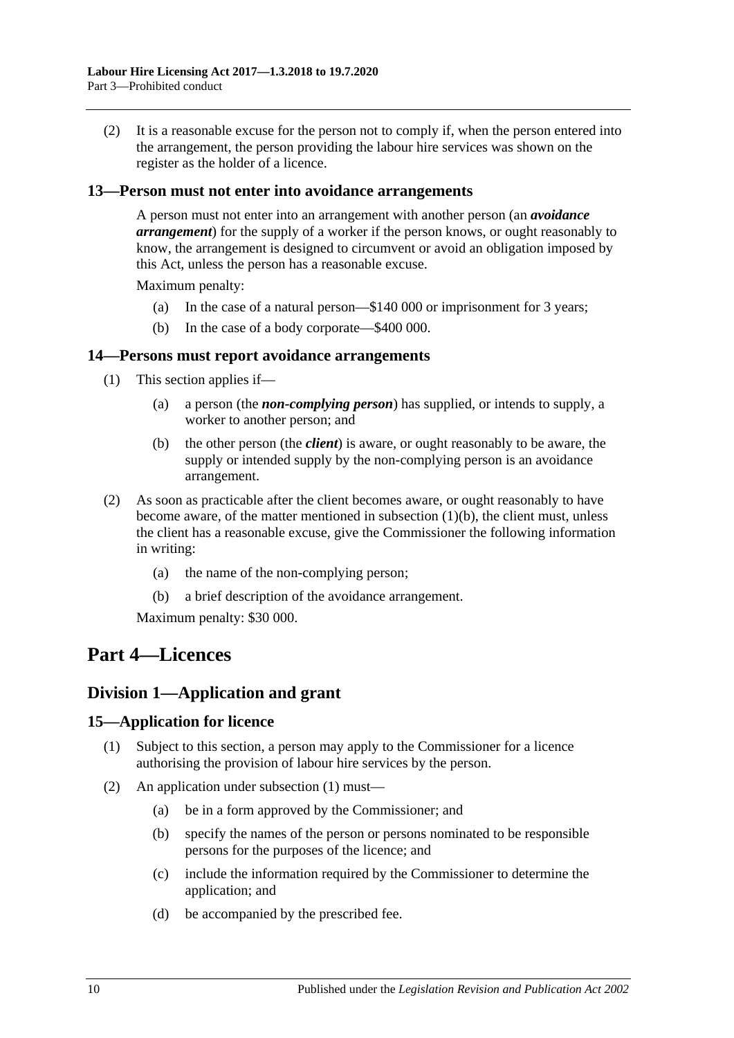(2) It is a reasonable excuse for the person not to comply if, when the person entered into the arrangement, the person providing the labour hire services was shown on the register as the holder of a licence.

### 13—Person must not enter into avoidance arrangements

A person must not enter into an arrangement with another person (an ***avoidance arrangement***) for the supply of a worker if the person knows, or ought reasonably to know, the arrangement is designed to circumvent or avoid an obligation imposed by this Act, unless the person has a reasonable excuse.

Maximum penalty:

(a) In the case of a natural person—$140 000 or imprisonment for 3 years;

(b) In the case of a body corporate—$400 000.

### 14—Persons must report avoidance arrangements

(1) This section applies if—

(a) a person (the ***non-complying person***) has supplied, or intends to supply, a worker to another person; and

(b) the other person (the ***client***) is aware, or ought reasonably to be aware, the supply or intended supply by the non-complying person is an avoidance arrangement.

(2) As soon as practicable after the client becomes aware, or ought reasonably to have become aware, of the matter mentioned in subsection (1)(b), the client must, unless the client has a reasonable excuse, give the Commissioner the following information in writing:

(a) the name of the non-complying person;

(b) a brief description of the avoidance arrangement.

Maximum penalty: $30 000.

# Part 4—Licences

## Division 1—Application and grant

### 15—Application for licence

(1) Subject to this section, a person may apply to the Commissioner for a licence authorising the provision of labour hire services by the person.

(2) An application under subsection (1) must—

(a) be in a form approved by the Commissioner; and

(b) specify the names of the person or persons nominated to be responsible persons for the purposes of the licence; and

(c) include the information required by the Commissioner to determine the application; and

(d) be accompanied by the prescribed fee.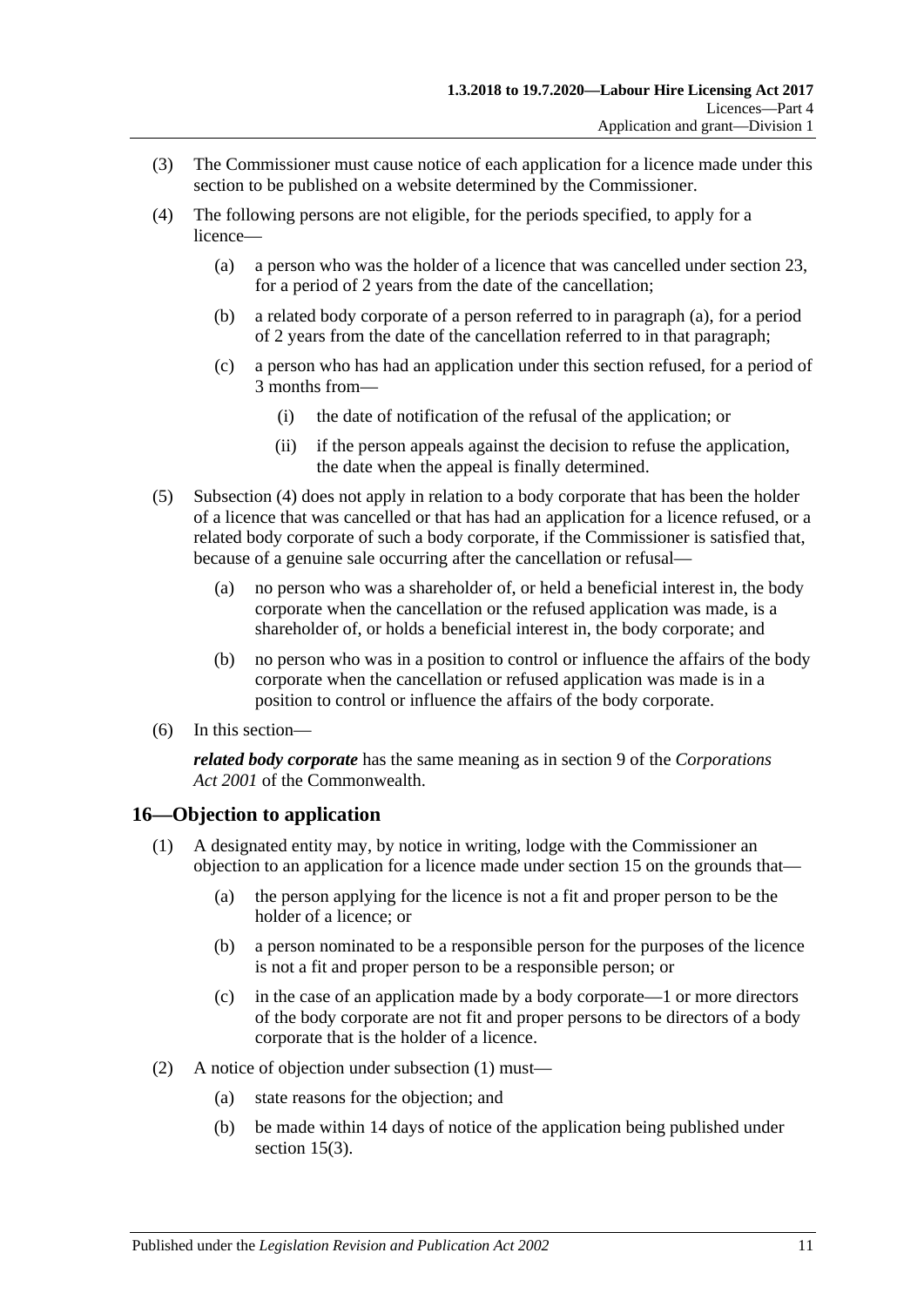(3) The Commissioner must cause notice of each application for a licence made under this section to be published on a website determined by the Commissioner.

(4) The following persons are not eligible, for the periods specified, to apply for a licence—

(a) a person who was the holder of a licence that was cancelled under section 23, for a period of 2 years from the date of the cancellation;

(b) a related body corporate of a person referred to in paragraph (a), for a period of 2 years from the date of the cancellation referred to in that paragraph;

(c) a person who has had an application under this section refused, for a period of 3 months from—

(i) the date of notification of the refusal of the application; or

(ii) if the person appeals against the decision to refuse the application, the date when the appeal is finally determined.

(5) Subsection (4) does not apply in relation to a body corporate that has been the holder of a licence that was cancelled or that has had an application for a licence refused, or a related body corporate of such a body corporate, if the Commissioner is satisfied that, because of a genuine sale occurring after the cancellation or refusal—

(a) no person who was a shareholder of, or held a beneficial interest in, the body corporate when the cancellation or the refused application was made, is a shareholder of, or holds a beneficial interest in, the body corporate; and

(b) no person who was in a position to control or influence the affairs of the body corporate when the cancellation or refused application was made is in a position to control or influence the affairs of the body corporate.

(6) In this section—

***related body corporate*** has the same meaning as in section 9 of the *Corporations Act 2001* of the Commonwealth.

## 16—Objection to application

(1) A designated entity may, by notice in writing, lodge with the Commissioner an objection to an application for a licence made under section 15 on the grounds that—

(a) the person applying for the licence is not a fit and proper person to be the holder of a licence; or

(b) a person nominated to be a responsible person for the purposes of the licence is not a fit and proper person to be a responsible person; or

(c) in the case of an application made by a body corporate—1 or more directors of the body corporate are not fit and proper persons to be directors of a body corporate that is the holder of a licence.

(2) A notice of objection under subsection (1) must—

(a) state reasons for the objection; and

(b) be made within 14 days of notice of the application being published under section 15(3).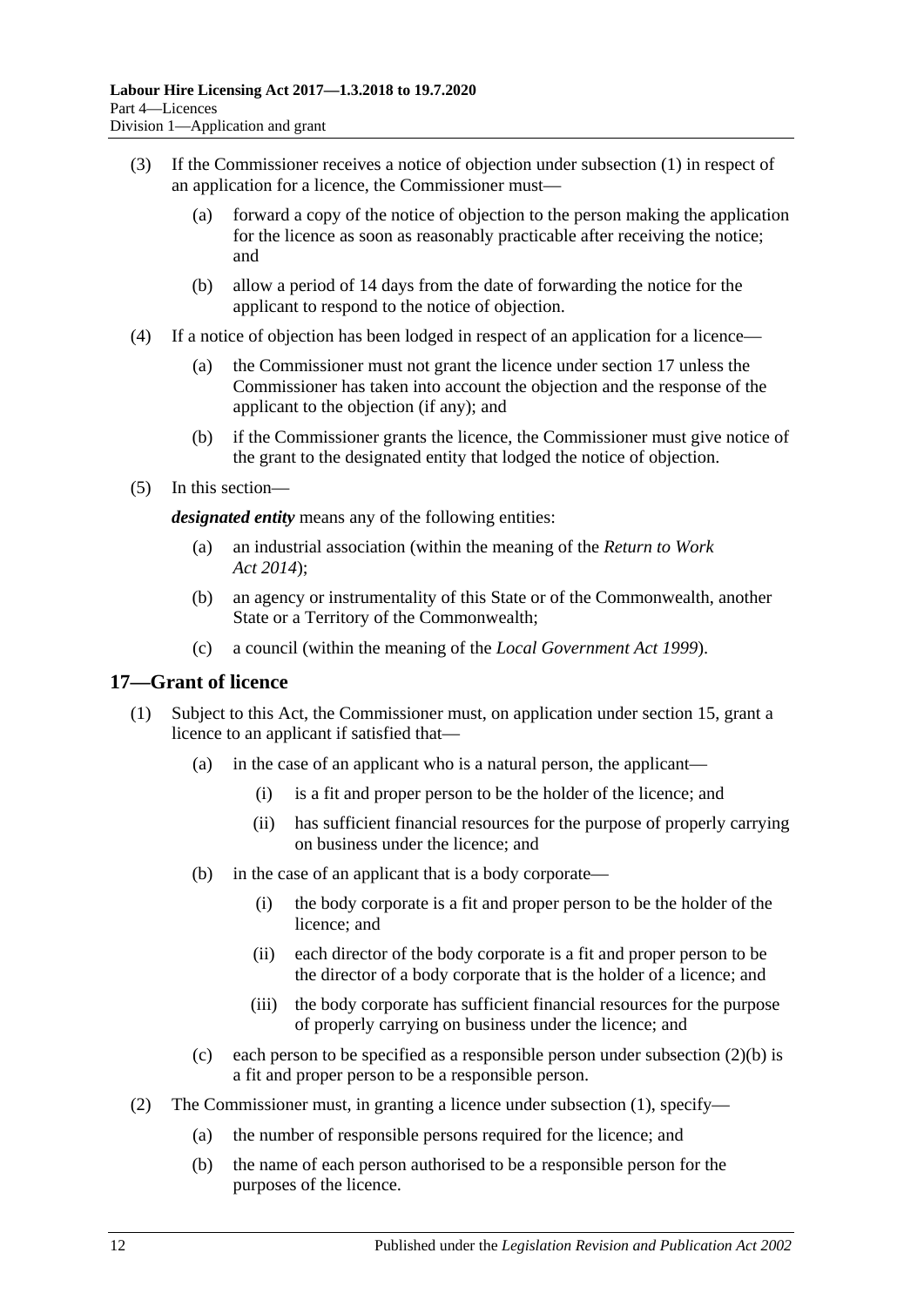(3) If the Commissioner receives a notice of objection under subsection (1) in respect of an application for a licence, the Commissioner must—

(a) forward a copy of the notice of objection to the person making the application for the licence as soon as reasonably practicable after receiving the notice; and

(b) allow a period of 14 days from the date of forwarding the notice for the applicant to respond to the notice of objection.

(4) If a notice of objection has been lodged in respect of an application for a licence—

(a) the Commissioner must not grant the licence under section 17 unless the Commissioner has taken into account the objection and the response of the applicant to the objection (if any); and

(b) if the Commissioner grants the licence, the Commissioner must give notice of the grant to the designated entity that lodged the notice of objection.

(5) In this section—

***designated entity*** means any of the following entities:

(a) an industrial association (within the meaning of the *Return to Work Act 2014*);

(b) an agency or instrumentality of this State or of the Commonwealth, another State or a Territory of the Commonwealth;

(c) a council (within the meaning of the *Local Government Act 1999*).

## 17—Grant of licence

(1) Subject to this Act, the Commissioner must, on application under section 15, grant a licence to an applicant if satisfied that—

(a) in the case of an applicant who is a natural person, the applicant—

(i) is a fit and proper person to be the holder of the licence; and

(ii) has sufficient financial resources for the purpose of properly carrying on business under the licence; and

(b) in the case of an applicant that is a body corporate—

(i) the body corporate is a fit and proper person to be the holder of the licence; and

(ii) each director of the body corporate is a fit and proper person to be the director of a body corporate that is the holder of a licence; and

(iii) the body corporate has sufficient financial resources for the purpose of properly carrying on business under the licence; and

(c) each person to be specified as a responsible person under subsection (2)(b) is a fit and proper person to be a responsible person.

(2) The Commissioner must, in granting a licence under subsection (1), specify—

(a) the number of responsible persons required for the licence; and

(b) the name of each person authorised to be a responsible person for the purposes of the licence.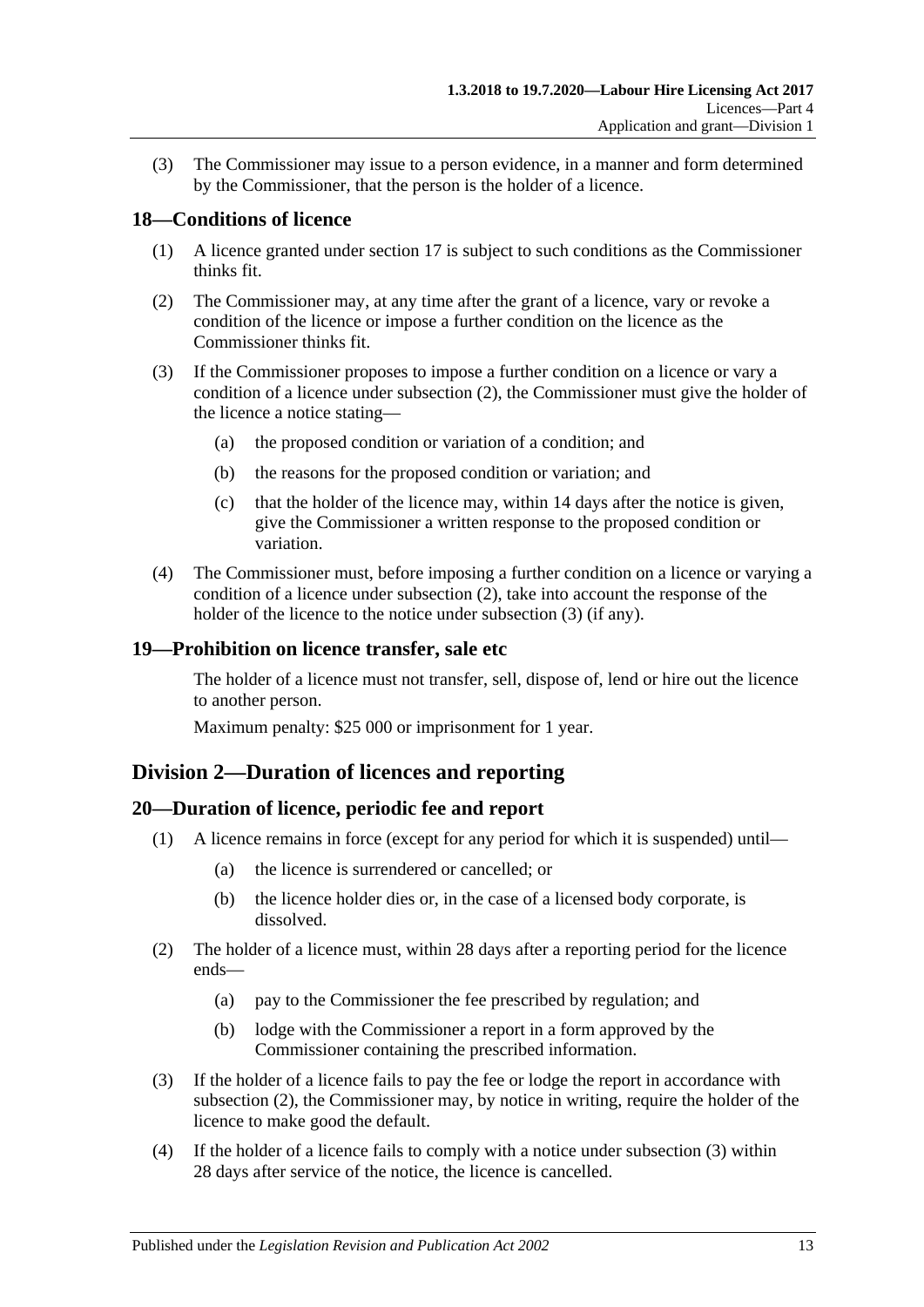(3) The Commissioner may issue to a person evidence, in a manner and form determined by the Commissioner, that the person is the holder of a licence.

### 18—Conditions of licence

(1) A licence granted under section 17 is subject to such conditions as the Commissioner thinks fit.

(2) The Commissioner may, at any time after the grant of a licence, vary or revoke a condition of the licence or impose a further condition on the licence as the Commissioner thinks fit.

(3) If the Commissioner proposes to impose a further condition on a licence or vary a condition of a licence under subsection (2), the Commissioner must give the holder of the licence a notice stating—

- (a) the proposed condition or variation of a condition; and
- (b) the reasons for the proposed condition or variation; and
- (c) that the holder of the licence may, within 14 days after the notice is given, give the Commissioner a written response to the proposed condition or variation.

(4) The Commissioner must, before imposing a further condition on a licence or varying a condition of a licence under subsection (2), take into account the response of the holder of the licence to the notice under subsection (3) (if any).

### 19—Prohibition on licence transfer, sale etc

The holder of a licence must not transfer, sell, dispose of, lend or hire out the licence to another person.

Maximum penalty: $25 000 or imprisonment for 1 year.

## Division 2—Duration of licences and reporting

### 20—Duration of licence, periodic fee and report

(1) A licence remains in force (except for any period for which it is suspended) until—

- (a) the licence is surrendered or cancelled; or
- (b) the licence holder dies or, in the case of a licensed body corporate, is dissolved.

(2) The holder of a licence must, within 28 days after a reporting period for the licence ends—

- (a) pay to the Commissioner the fee prescribed by regulation; and
- (b) lodge with the Commissioner a report in a form approved by the Commissioner containing the prescribed information.

(3) If the holder of a licence fails to pay the fee or lodge the report in accordance with subsection (2), the Commissioner may, by notice in writing, require the holder of the licence to make good the default.

(4) If the holder of a licence fails to comply with a notice under subsection (3) within 28 days after service of the notice, the licence is cancelled.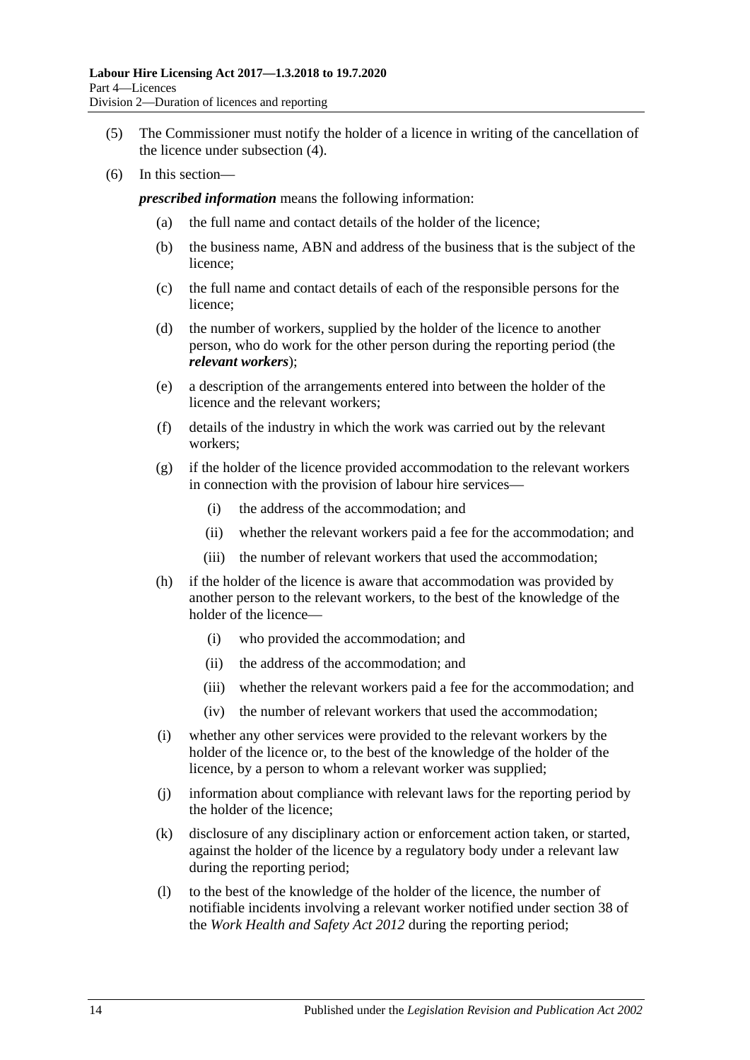(5) The Commissioner must notify the holder of a licence in writing of the cancellation of the licence under subsection (4).

(6) In this section—

***prescribed information*** means the following information:

(a) the full name and contact details of the holder of the licence;

(b) the business name, ABN and address of the business that is the subject of the licence;

(c) the full name and contact details of each of the responsible persons for the licence;

(d) the number of workers, supplied by the holder of the licence to another person, who do work for the other person during the reporting period (the ***relevant workers***);

(e) a description of the arrangements entered into between the holder of the licence and the relevant workers;

(f) details of the industry in which the work was carried out by the relevant workers;

(g) if the holder of the licence provided accommodation to the relevant workers in connection with the provision of labour hire services—

(i) the address of the accommodation; and

(ii) whether the relevant workers paid a fee for the accommodation; and

(iii) the number of relevant workers that used the accommodation;

(h) if the holder of the licence is aware that accommodation was provided by another person to the relevant workers, to the best of the knowledge of the holder of the licence—

(i) who provided the accommodation; and

(ii) the address of the accommodation; and

(iii) whether the relevant workers paid a fee for the accommodation; and

(iv) the number of relevant workers that used the accommodation;

(i) whether any other services were provided to the relevant workers by the holder of the licence or, to the best of the knowledge of the holder of the licence, by a person to whom a relevant worker was supplied;

(j) information about compliance with relevant laws for the reporting period by the holder of the licence;

(k) disclosure of any disciplinary action or enforcement action taken, or started, against the holder of the licence by a regulatory body under a relevant law during the reporting period;

(l) to the best of the knowledge of the holder of the licence, the number of notifiable incidents involving a relevant worker notified under section 38 of the *Work Health and Safety Act 2012* during the reporting period;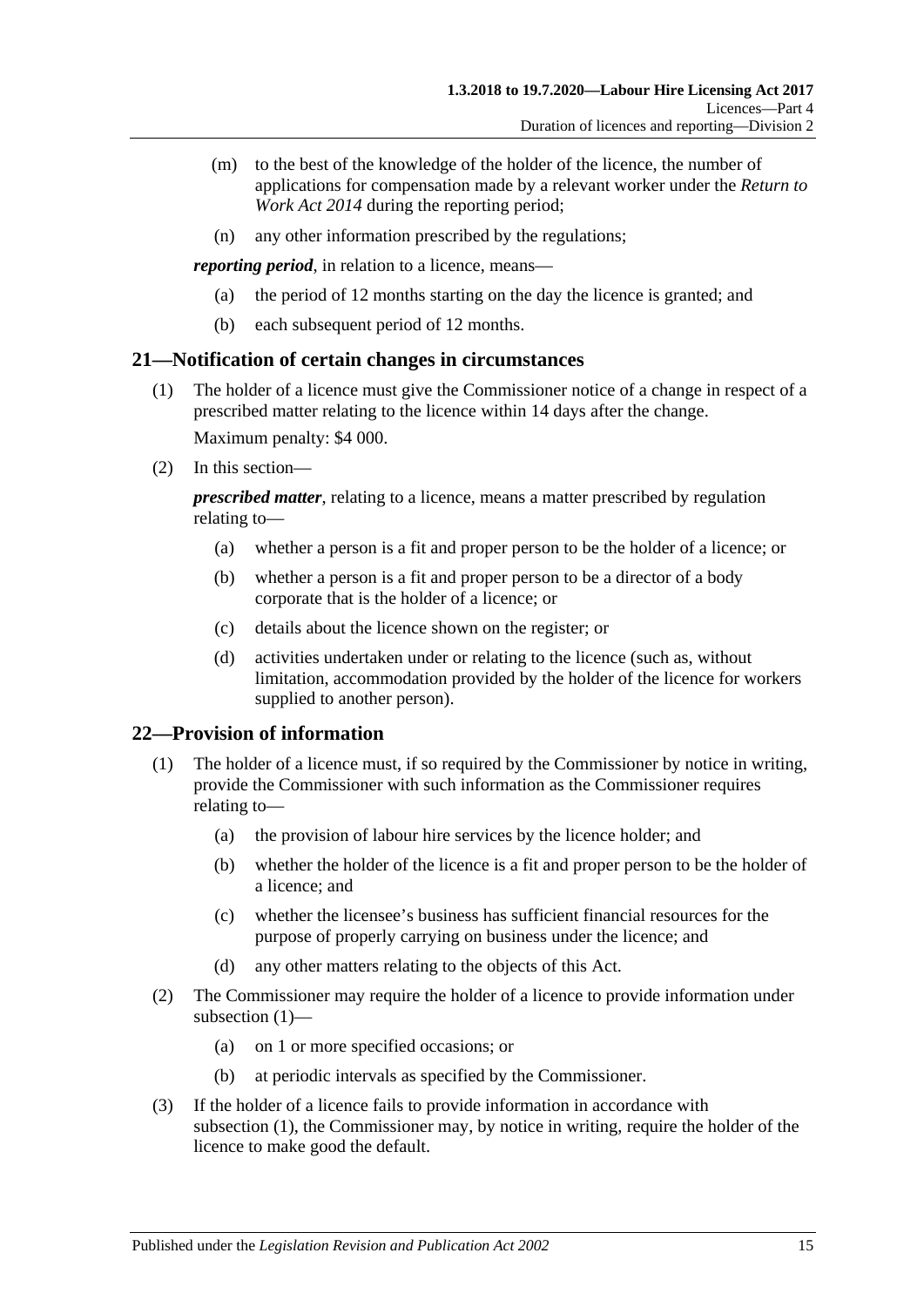(m) to the best of the knowledge of the holder of the licence, the number of applications for compensation made by a relevant worker under the *Return to Work Act 2014* during the reporting period;

(n) any other information prescribed by the regulations;

***reporting period***, in relation to a licence, means—

(a) the period of 12 months starting on the day the licence is granted; and

(b) each subsequent period of 12 months.

## 21—Notification of certain changes in circumstances

(1) The holder of a licence must give the Commissioner notice of a change in respect of a prescribed matter relating to the licence within 14 days after the change.

Maximum penalty: $4 000.

(2) In this section—

***prescribed matter***, relating to a licence, means a matter prescribed by regulation relating to—

(a) whether a person is a fit and proper person to be the holder of a licence; or

(b) whether a person is a fit and proper person to be a director of a body corporate that is the holder of a licence; or

(c) details about the licence shown on the register; or

(d) activities undertaken under or relating to the licence (such as, without limitation, accommodation provided by the holder of the licence for workers supplied to another person).

## 22—Provision of information

(1) The holder of a licence must, if so required by the Commissioner by notice in writing, provide the Commissioner with such information as the Commissioner requires relating to—

(a) the provision of labour hire services by the licence holder; and

(b) whether the holder of the licence is a fit and proper person to be the holder of a licence; and

(c) whether the licensee's business has sufficient financial resources for the purpose of properly carrying on business under the licence; and

(d) any other matters relating to the objects of this Act.

(2) The Commissioner may require the holder of a licence to provide information under subsection (1)—

(a) on 1 or more specified occasions; or

(b) at periodic intervals as specified by the Commissioner.

(3) If the holder of a licence fails to provide information in accordance with subsection (1), the Commissioner may, by notice in writing, require the holder of the licence to make good the default.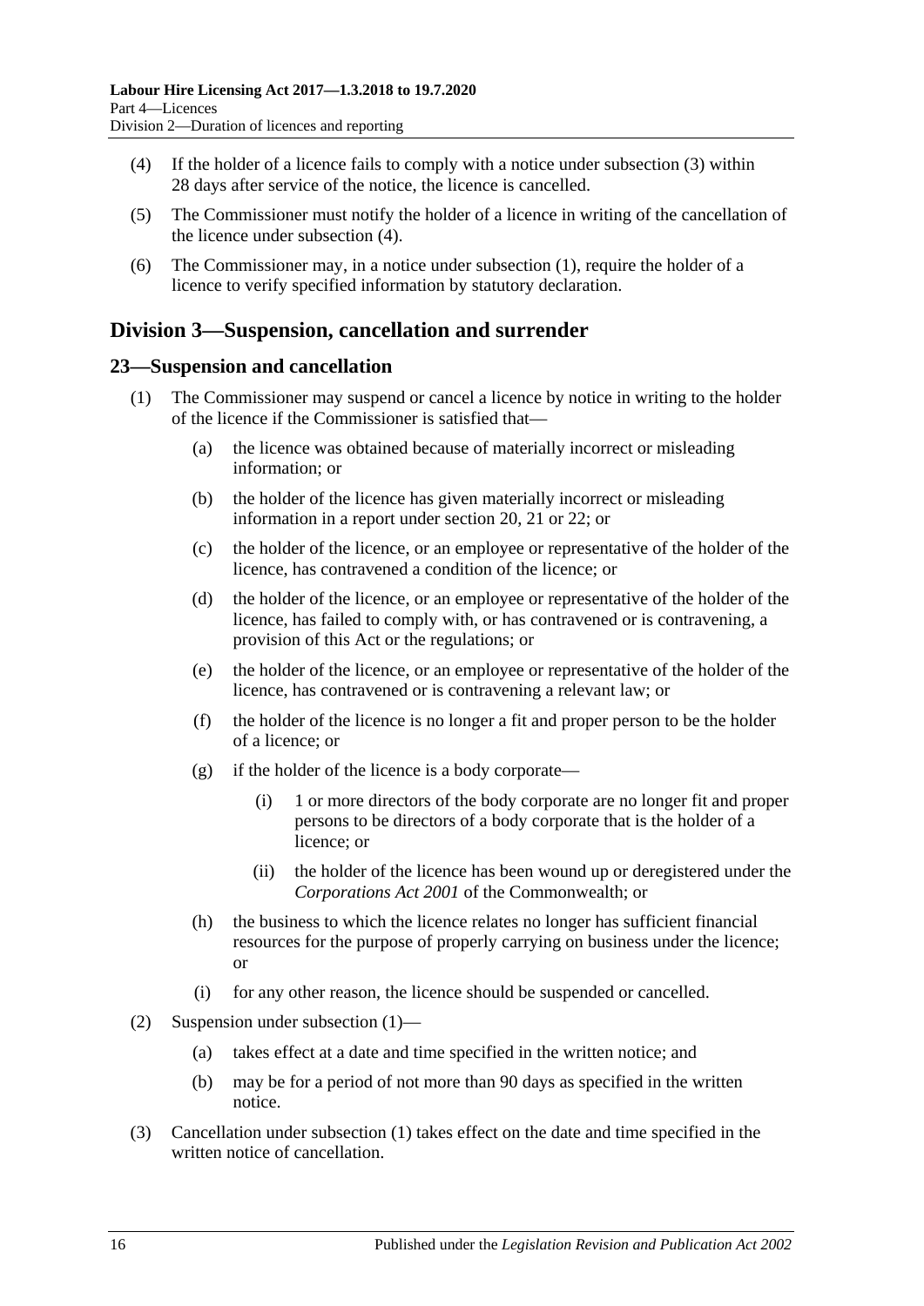(4) If the holder of a licence fails to comply with a notice under subsection (3) within 28 days after service of the notice, the licence is cancelled.

(5) The Commissioner must notify the holder of a licence in writing of the cancellation of the licence under subsection (4).

(6) The Commissioner may, in a notice under subsection (1), require the holder of a licence to verify specified information by statutory declaration.

## Division 3—Suspension, cancellation and surrender

### 23—Suspension and cancellation

(1) The Commissioner may suspend or cancel a licence by notice in writing to the holder of the licence if the Commissioner is satisfied that—

  (a) the licence was obtained because of materially incorrect or misleading information; or

  (b) the holder of the licence has given materially incorrect or misleading information in a report under section 20, 21 or 22; or

  (c) the holder of the licence, or an employee or representative of the holder of the licence, has contravened a condition of the licence; or

  (d) the holder of the licence, or an employee or representative of the holder of the licence, has failed to comply with, or has contravened or is contravening, a provision of this Act or the regulations; or

  (e) the holder of the licence, or an employee or representative of the holder of the licence, has contravened or is contravening a relevant law; or

  (f) the holder of the licence is no longer a fit and proper person to be the holder of a licence; or

  (g) if the holder of the licence is a body corporate—

    (i) 1 or more directors of the body corporate are no longer fit and proper persons to be directors of a body corporate that is the holder of a licence; or

    (ii) the holder of the licence has been wound up or deregistered under the *Corporations Act 2001* of the Commonwealth; or

  (h) the business to which the licence relates no longer has sufficient financial resources for the purpose of properly carrying on business under the licence; or

  (i) for any other reason, the licence should be suspended or cancelled.

(2) Suspension under subsection (1)—

  (a) takes effect at a date and time specified in the written notice; and

  (b) may be for a period of not more than 90 days as specified in the written notice.

(3) Cancellation under subsection (1) takes effect on the date and time specified in the written notice of cancellation.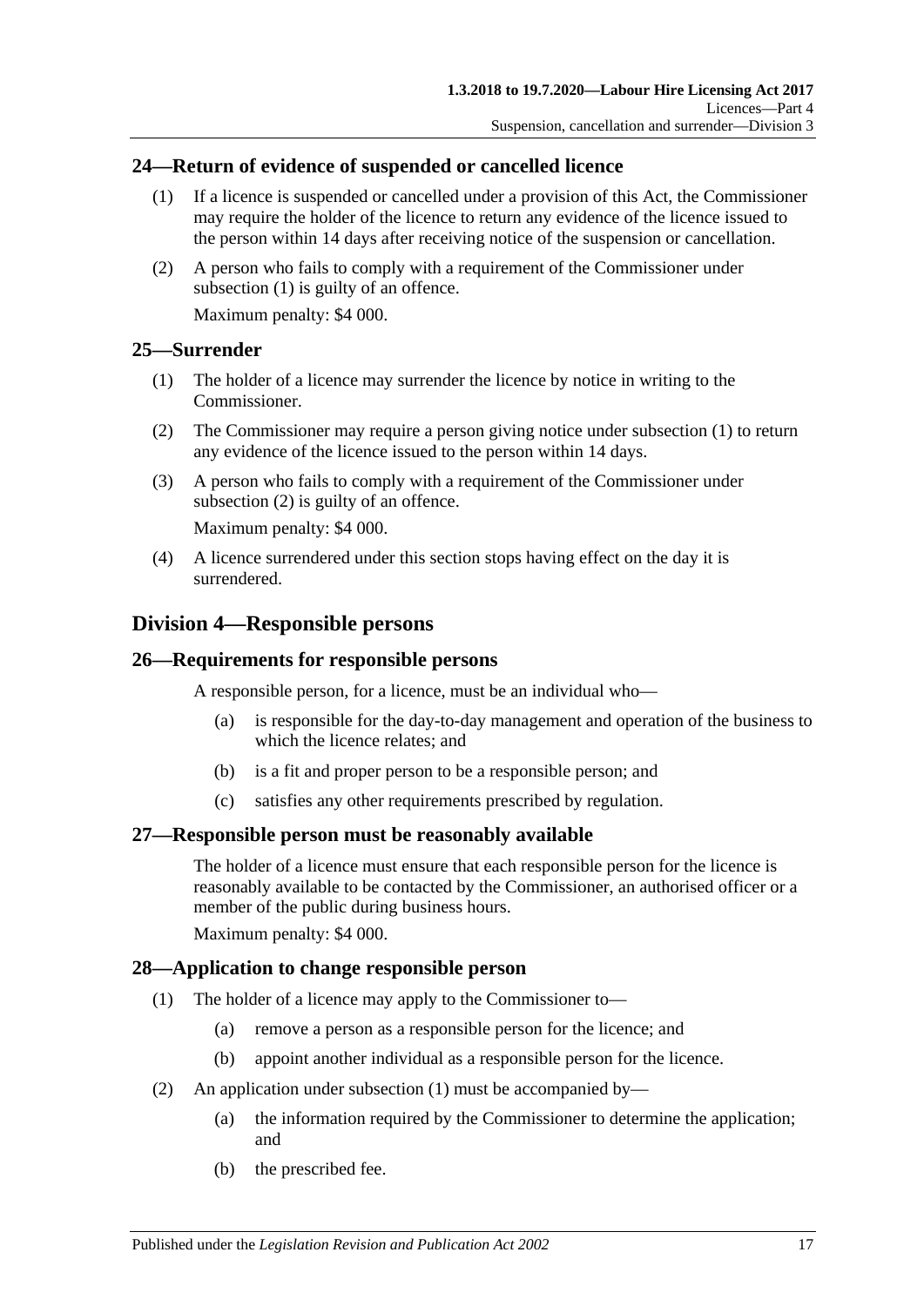## 24—Return of evidence of suspended or cancelled licence

(1) If a licence is suspended or cancelled under a provision of this Act, the Commissioner may require the holder of the licence to return any evidence of the licence issued to the person within 14 days after receiving notice of the suspension or cancellation.

(2) A person who fails to comply with a requirement of the Commissioner under subsection (1) is guilty of an offence.

Maximum penalty: $4 000.

## 25—Surrender

(1) The holder of a licence may surrender the licence by notice in writing to the Commissioner.

(2) The Commissioner may require a person giving notice under subsection (1) to return any evidence of the licence issued to the person within 14 days.

(3) A person who fails to comply with a requirement of the Commissioner under subsection (2) is guilty of an offence.

Maximum penalty: $4 000.

(4) A licence surrendered under this section stops having effect on the day it is surrendered.

# Division 4—Responsible persons

## 26—Requirements for responsible persons

A responsible person, for a licence, must be an individual who—

(a) is responsible for the day-to-day management and operation of the business to which the licence relates; and

(b) is a fit and proper person to be a responsible person; and

(c) satisfies any other requirements prescribed by regulation.

## 27—Responsible person must be reasonably available

The holder of a licence must ensure that each responsible person for the licence is reasonably available to be contacted by the Commissioner, an authorised officer or a member of the public during business hours.

Maximum penalty: $4 000.

## 28—Application to change responsible person

(1) The holder of a licence may apply to the Commissioner to—

(a) remove a person as a responsible person for the licence; and

(b) appoint another individual as a responsible person for the licence.

(2) An application under subsection (1) must be accompanied by—

(a) the information required by the Commissioner to determine the application; and

(b) the prescribed fee.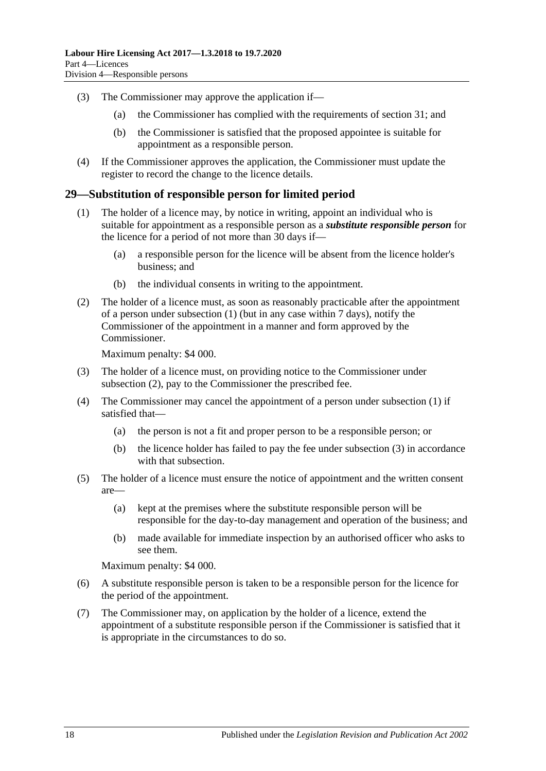(3) The Commissioner may approve the application if—

(a) the Commissioner has complied with the requirements of section 31; and

(b) the Commissioner is satisfied that the proposed appointee is suitable for appointment as a responsible person.

(4) If the Commissioner approves the application, the Commissioner must update the register to record the change to the licence details.

## 29—Substitution of responsible person for limited period

(1) The holder of a licence may, by notice in writing, appoint an individual who is suitable for appointment as a responsible person as a ***substitute responsible person*** for the licence for a period of not more than 30 days if—

(a) a responsible person for the licence will be absent from the licence holder's business; and

(b) the individual consents in writing to the appointment.

(2) The holder of a licence must, as soon as reasonably practicable after the appointment of a person under subsection (1) (but in any case within 7 days), notify the Commissioner of the appointment in a manner and form approved by the Commissioner.

Maximum penalty: $4 000.

(3) The holder of a licence must, on providing notice to the Commissioner under subsection (2), pay to the Commissioner the prescribed fee.

(4) The Commissioner may cancel the appointment of a person under subsection (1) if satisfied that—

(a) the person is not a fit and proper person to be a responsible person; or

(b) the licence holder has failed to pay the fee under subsection (3) in accordance with that subsection.

(5) The holder of a licence must ensure the notice of appointment and the written consent are—

(a) kept at the premises where the substitute responsible person will be responsible for the day-to-day management and operation of the business; and

(b) made available for immediate inspection by an authorised officer who asks to see them.

Maximum penalty: $4 000.

(6) A substitute responsible person is taken to be a responsible person for the licence for the period of the appointment.

(7) The Commissioner may, on application by the holder of a licence, extend the appointment of a substitute responsible person if the Commissioner is satisfied that it is appropriate in the circumstances to do so.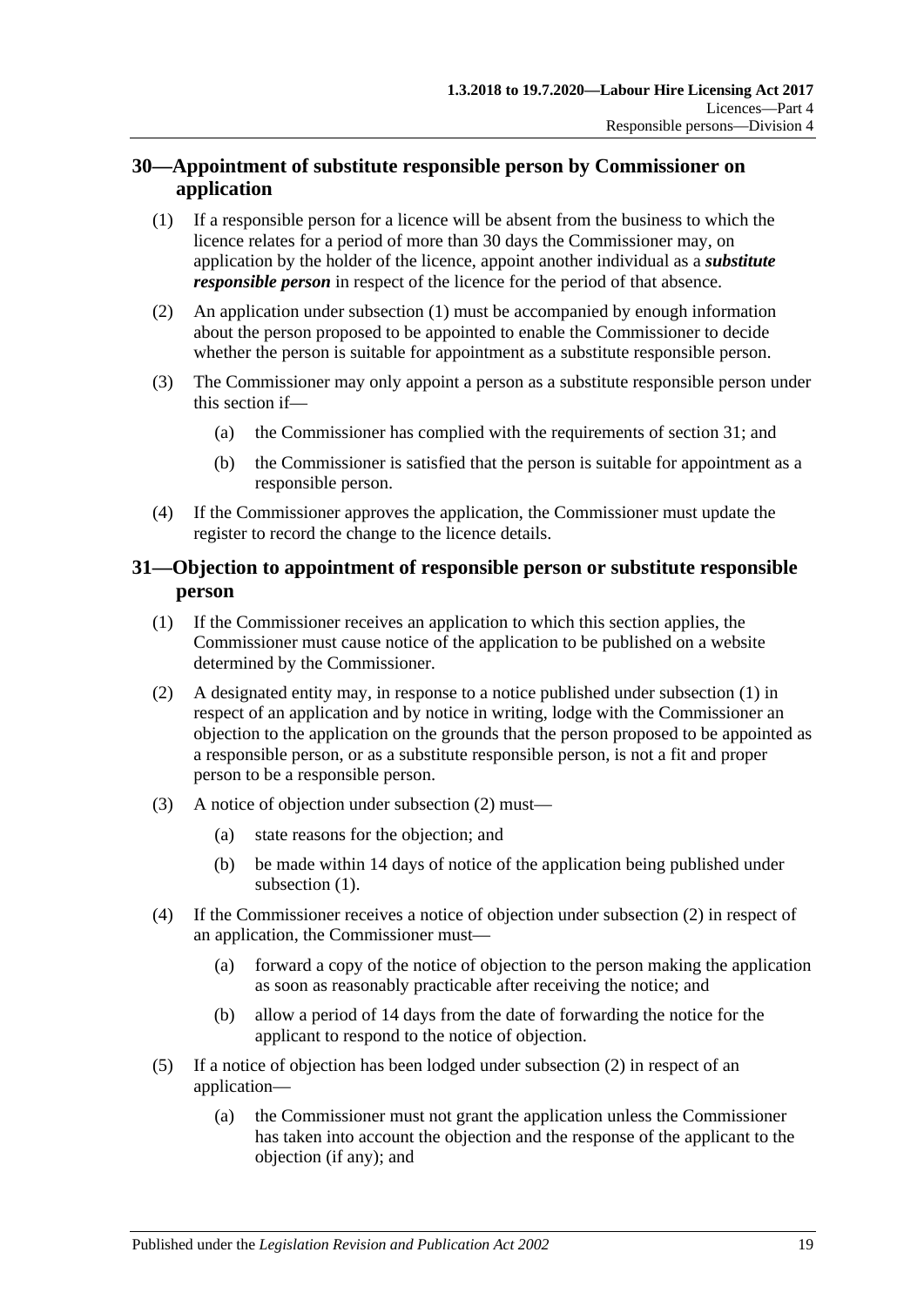## 30—Appointment of substitute responsible person by Commissioner on application

(1) If a responsible person for a licence will be absent from the business to which the licence relates for a period of more than 30 days the Commissioner may, on application by the holder of the licence, appoint another individual as a ***substitute responsible person*** in respect of the licence for the period of that absence.

(2) An application under subsection (1) must be accompanied by enough information about the person proposed to be appointed to enable the Commissioner to decide whether the person is suitable for appointment as a substitute responsible person.

(3) The Commissioner may only appoint a person as a substitute responsible person under this section if—

(a) the Commissioner has complied with the requirements of section 31; and

(b) the Commissioner is satisfied that the person is suitable for appointment as a responsible person.

(4) If the Commissioner approves the application, the Commissioner must update the register to record the change to the licence details.

## 31—Objection to appointment of responsible person or substitute responsible person

(1) If the Commissioner receives an application to which this section applies, the Commissioner must cause notice of the application to be published on a website determined by the Commissioner.

(2) A designated entity may, in response to a notice published under subsection (1) in respect of an application and by notice in writing, lodge with the Commissioner an objection to the application on the grounds that the person proposed to be appointed as a responsible person, or as a substitute responsible person, is not a fit and proper person to be a responsible person.

(3) A notice of objection under subsection (2) must—

(a) state reasons for the objection; and

(b) be made within 14 days of notice of the application being published under subsection (1).

(4) If the Commissioner receives a notice of objection under subsection (2) in respect of an application, the Commissioner must—

(a) forward a copy of the notice of objection to the person making the application as soon as reasonably practicable after receiving the notice; and

(b) allow a period of 14 days from the date of forwarding the notice for the applicant to respond to the notice of objection.

(5) If a notice of objection has been lodged under subsection (2) in respect of an application—

(a) the Commissioner must not grant the application unless the Commissioner has taken into account the objection and the response of the applicant to the objection (if any); and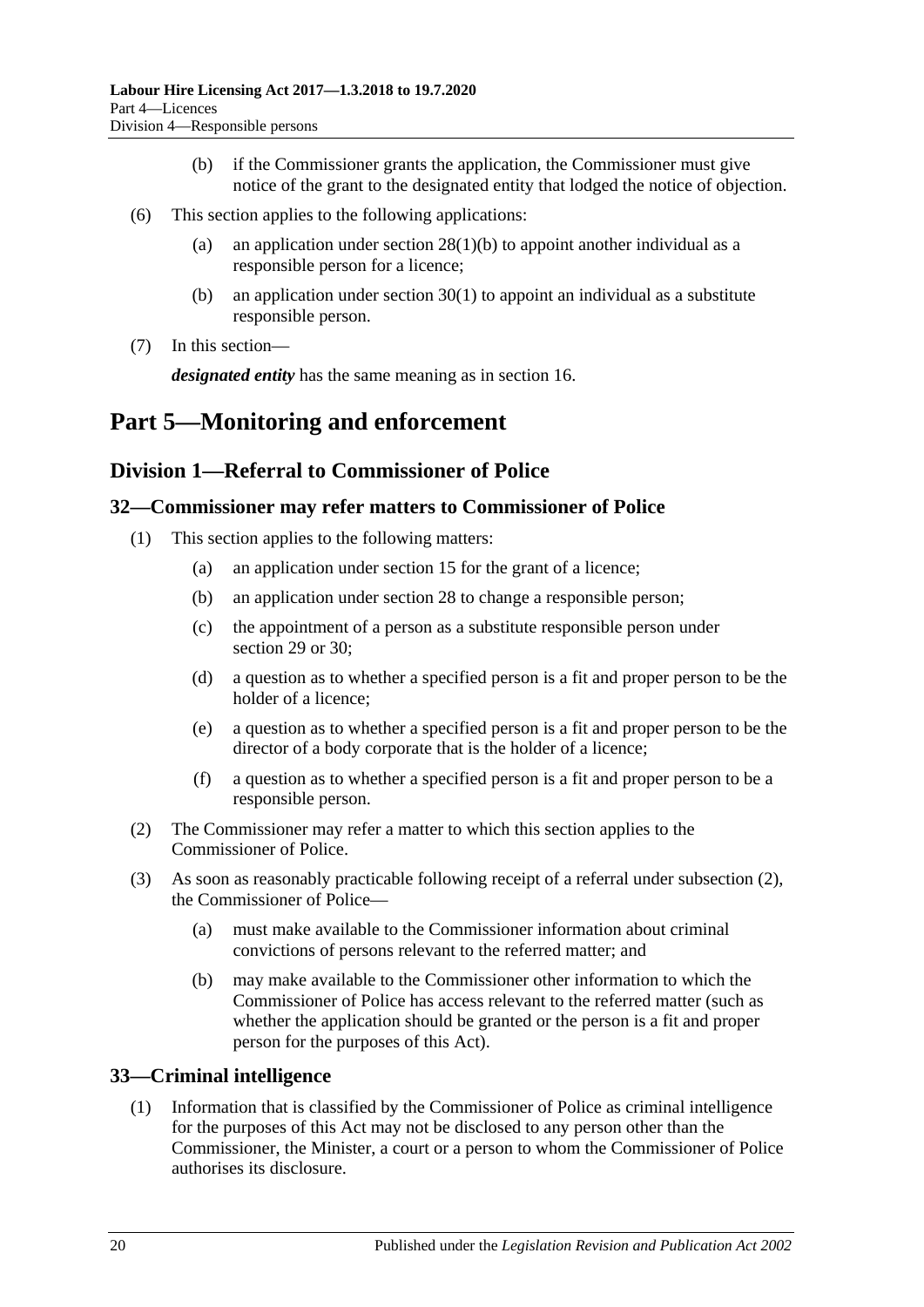(b) if the Commissioner grants the application, the Commissioner must give notice of the grant to the designated entity that lodged the notice of objection.

(6) This section applies to the following applications:

(a) an application under section 28(1)(b) to appoint another individual as a responsible person for a licence;

(b) an application under section 30(1) to appoint an individual as a substitute responsible person.

(7) In this section—

***designated entity*** has the same meaning as in section 16.

# Part 5—Monitoring and enforcement

## Division 1—Referral to Commissioner of Police

### 32—Commissioner may refer matters to Commissioner of Police

(1) This section applies to the following matters:

(a) an application under section 15 for the grant of a licence;

(b) an application under section 28 to change a responsible person;

(c) the appointment of a person as a substitute responsible person under section 29 or 30;

(d) a question as to whether a specified person is a fit and proper person to be the holder of a licence;

(e) a question as to whether a specified person is a fit and proper person to be the director of a body corporate that is the holder of a licence;

(f) a question as to whether a specified person is a fit and proper person to be a responsible person.

(2) The Commissioner may refer a matter to which this section applies to the Commissioner of Police.

(3) As soon as reasonably practicable following receipt of a referral under subsection (2), the Commissioner of Police—

(a) must make available to the Commissioner information about criminal convictions of persons relevant to the referred matter; and

(b) may make available to the Commissioner other information to which the Commissioner of Police has access relevant to the referred matter (such as whether the application should be granted or the person is a fit and proper person for the purposes of this Act).

### 33—Criminal intelligence

(1) Information that is classified by the Commissioner of Police as criminal intelligence for the purposes of this Act may not be disclosed to any person other than the Commissioner, the Minister, a court or a person to whom the Commissioner of Police authorises its disclosure.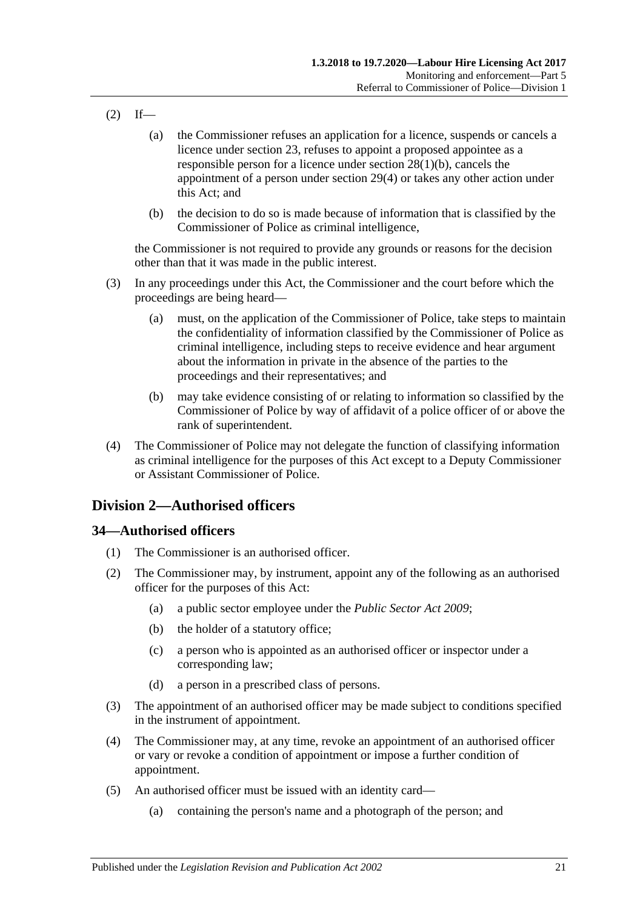(2) If—

(a) the Commissioner refuses an application for a licence, suspends or cancels a licence under section 23, refuses to appoint a proposed appointee as a responsible person for a licence under section 28(1)(b), cancels the appointment of a person under section 29(4) or takes any other action under this Act; and

(b) the decision to do so is made because of information that is classified by the Commissioner of Police as criminal intelligence,

the Commissioner is not required to provide any grounds or reasons for the decision other than that it was made in the public interest.

(3) In any proceedings under this Act, the Commissioner and the court before which the proceedings are being heard—

(a) must, on the application of the Commissioner of Police, take steps to maintain the confidentiality of information classified by the Commissioner of Police as criminal intelligence, including steps to receive evidence and hear argument about the information in private in the absence of the parties to the proceedings and their representatives; and

(b) may take evidence consisting of or relating to information so classified by the Commissioner of Police by way of affidavit of a police officer of or above the rank of superintendent.

(4) The Commissioner of Police may not delegate the function of classifying information as criminal intelligence for the purposes of this Act except to a Deputy Commissioner or Assistant Commissioner of Police.

## Division 2—Authorised officers

### 34—Authorised officers

(1) The Commissioner is an authorised officer.

(2) The Commissioner may, by instrument, appoint any of the following as an authorised officer for the purposes of this Act:

(a) a public sector employee under the *Public Sector Act 2009*;

(b) the holder of a statutory office;

(c) a person who is appointed as an authorised officer or inspector under a corresponding law;

(d) a person in a prescribed class of persons.

(3) The appointment of an authorised officer may be made subject to conditions specified in the instrument of appointment.

(4) The Commissioner may, at any time, revoke an appointment of an authorised officer or vary or revoke a condition of appointment or impose a further condition of appointment.

(5) An authorised officer must be issued with an identity card—

(a) containing the person's name and a photograph of the person; and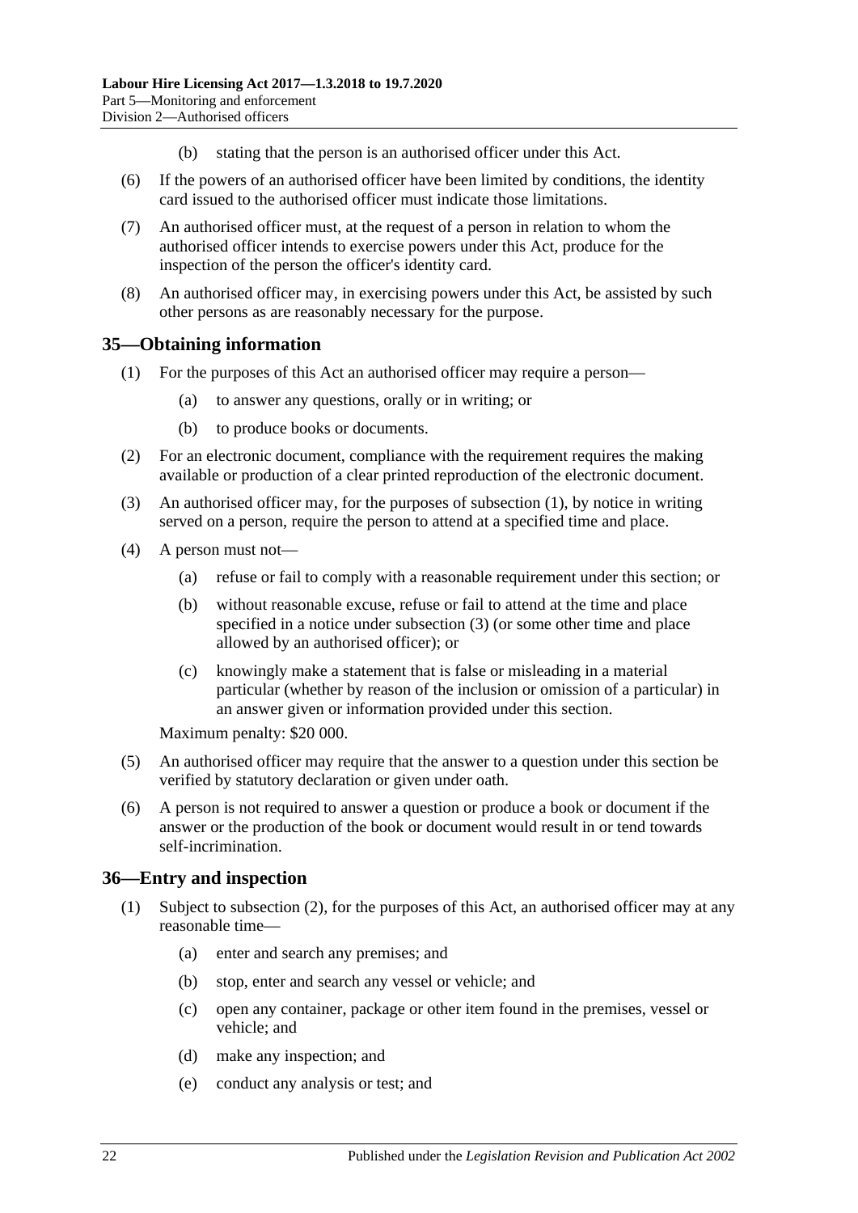(b) stating that the person is an authorised officer under this Act.

(6) If the powers of an authorised officer have been limited by conditions, the identity card issued to the authorised officer must indicate those limitations.

(7) An authorised officer must, at the request of a person in relation to whom the authorised officer intends to exercise powers under this Act, produce for the inspection of the person the officer's identity card.

(8) An authorised officer may, in exercising powers under this Act, be assisted by such other persons as are reasonably necessary for the purpose.

## 35—Obtaining information

(1) For the purposes of this Act an authorised officer may require a person—

(a) to answer any questions, orally or in writing; or

(b) to produce books or documents.

(2) For an electronic document, compliance with the requirement requires the making available or production of a clear printed reproduction of the electronic document.

(3) An authorised officer may, for the purposes of subsection (1), by notice in writing served on a person, require the person to attend at a specified time and place.

(4) A person must not—

(a) refuse or fail to comply with a reasonable requirement under this section; or

(b) without reasonable excuse, refuse or fail to attend at the time and place specified in a notice under subsection (3) (or some other time and place allowed by an authorised officer); or

(c) knowingly make a statement that is false or misleading in a material particular (whether by reason of the inclusion or omission of a particular) in an answer given or information provided under this section.

Maximum penalty: $20 000.

(5) An authorised officer may require that the answer to a question under this section be verified by statutory declaration or given under oath.

(6) A person is not required to answer a question or produce a book or document if the answer or the production of the book or document would result in or tend towards self-incrimination.

## 36—Entry and inspection

(1) Subject to subsection (2), for the purposes of this Act, an authorised officer may at any reasonable time—

(a) enter and search any premises; and

(b) stop, enter and search any vessel or vehicle; and

(c) open any container, package or other item found in the premises, vessel or vehicle; and

(d) make any inspection; and

(e) conduct any analysis or test; and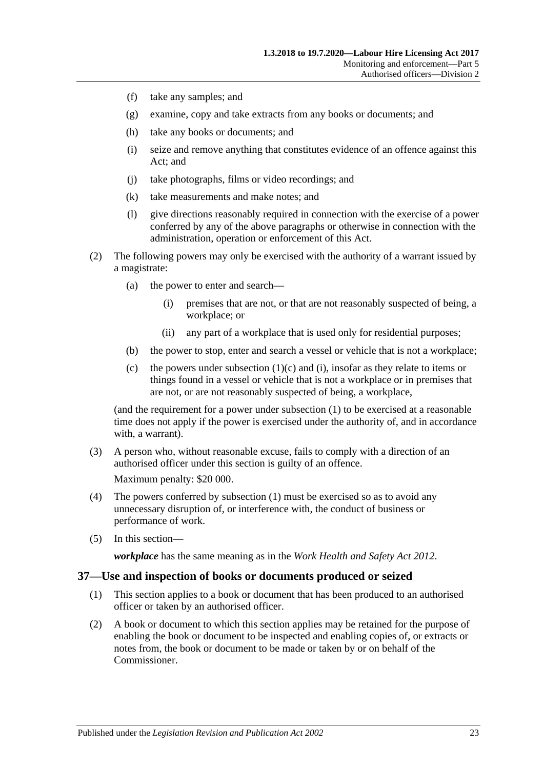(f) take any samples; and

(g) examine, copy and take extracts from any books or documents; and

(h) take any books or documents; and

(i) seize and remove anything that constitutes evidence of an offence against this Act; and

(j) take photographs, films or video recordings; and

(k) take measurements and make notes; and

(l) give directions reasonably required in connection with the exercise of a power conferred by any of the above paragraphs or otherwise in connection with the administration, operation or enforcement of this Act.

(2) The following powers may only be exercised with the authority of a warrant issued by a magistrate:

(a) the power to enter and search—

(i) premises that are not, or that are not reasonably suspected of being, a workplace; or

(ii) any part of a workplace that is used only for residential purposes;

(b) the power to stop, enter and search a vessel or vehicle that is not a workplace;

(c) the powers under subsection (1)(c) and (i), insofar as they relate to items or things found in a vessel or vehicle that is not a workplace or in premises that are not, or are not reasonably suspected of being, a workplace,

(and the requirement for a power under subsection (1) to be exercised at a reasonable time does not apply if the power is exercised under the authority of, and in accordance with, a warrant).

(3) A person who, without reasonable excuse, fails to comply with a direction of an authorised officer under this section is guilty of an offence.

Maximum penalty: $20 000.

(4) The powers conferred by subsection (1) must be exercised so as to avoid any unnecessary disruption of, or interference with, the conduct of business or performance of work.

(5) In this section—

***workplace*** has the same meaning as in the *Work Health and Safety Act 2012*.

## 37—Use and inspection of books or documents produced or seized

(1) This section applies to a book or document that has been produced to an authorised officer or taken by an authorised officer.

(2) A book or document to which this section applies may be retained for the purpose of enabling the book or document to be inspected and enabling copies of, or extracts or notes from, the book or document to be made or taken by or on behalf of the Commissioner.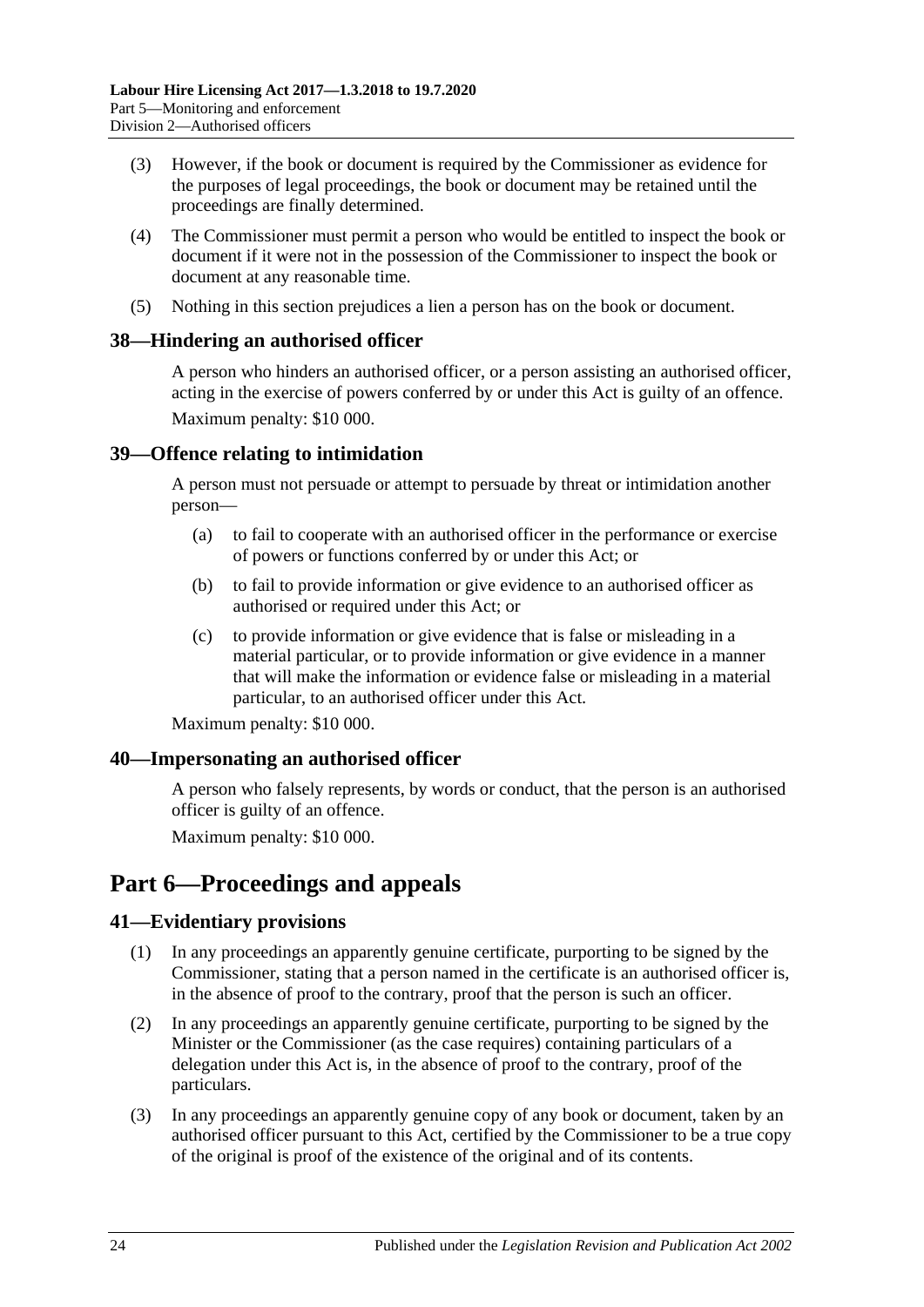(3) However, if the book or document is required by the Commissioner as evidence for the purposes of legal proceedings, the book or document may be retained until the proceedings are finally determined.

(4) The Commissioner must permit a person who would be entitled to inspect the book or document if it were not in the possession of the Commissioner to inspect the book or document at any reasonable time.

(5) Nothing in this section prejudices a lien a person has on the book or document.

### 38—Hindering an authorised officer

A person who hinders an authorised officer, or a person assisting an authorised officer, acting in the exercise of powers conferred by or under this Act is guilty of an offence.

Maximum penalty: $10 000.

### 39—Offence relating to intimidation

A person must not persuade or attempt to persuade by threat or intimidation another person—

(a) to fail to cooperate with an authorised officer in the performance or exercise of powers or functions conferred by or under this Act; or

(b) to fail to provide information or give evidence to an authorised officer as authorised or required under this Act; or

(c) to provide information or give evidence that is false or misleading in a material particular, or to provide information or give evidence in a manner that will make the information or evidence false or misleading in a material particular, to an authorised officer under this Act.

Maximum penalty: $10 000.

### 40—Impersonating an authorised officer

A person who falsely represents, by words or conduct, that the person is an authorised officer is guilty of an offence.

Maximum penalty: $10 000.

## Part 6—Proceedings and appeals

### 41—Evidentiary provisions

(1) In any proceedings an apparently genuine certificate, purporting to be signed by the Commissioner, stating that a person named in the certificate is an authorised officer is, in the absence of proof to the contrary, proof that the person is such an officer.

(2) In any proceedings an apparently genuine certificate, purporting to be signed by the Minister or the Commissioner (as the case requires) containing particulars of a delegation under this Act is, in the absence of proof to the contrary, proof of the particulars.

(3) In any proceedings an apparently genuine copy of any book or document, taken by an authorised officer pursuant to this Act, certified by the Commissioner to be a true copy of the original is proof of the existence of the original and of its contents.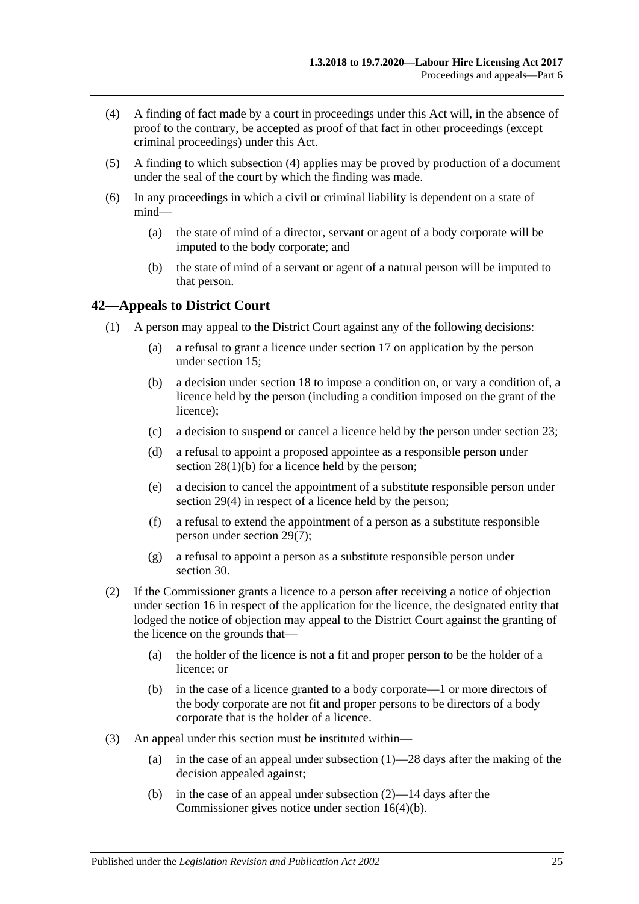(4) A finding of fact made by a court in proceedings under this Act will, in the absence of proof to the contrary, be accepted as proof of that fact in other proceedings (except criminal proceedings) under this Act.

(5) A finding to which subsection (4) applies may be proved by production of a document under the seal of the court by which the finding was made.

(6) In any proceedings in which a civil or criminal liability is dependent on a state of mind—

(a) the state of mind of a director, servant or agent of a body corporate will be imputed to the body corporate; and

(b) the state of mind of a servant or agent of a natural person will be imputed to that person.

## 42—Appeals to District Court

(1) A person may appeal to the District Court against any of the following decisions:

(a) a refusal to grant a licence under section 17 on application by the person under section 15;

(b) a decision under section 18 to impose a condition on, or vary a condition of, a licence held by the person (including a condition imposed on the grant of the licence);

(c) a decision to suspend or cancel a licence held by the person under section 23;

(d) a refusal to appoint a proposed appointee as a responsible person under section 28(1)(b) for a licence held by the person;

(e) a decision to cancel the appointment of a substitute responsible person under section 29(4) in respect of a licence held by the person;

(f) a refusal to extend the appointment of a person as a substitute responsible person under section 29(7);

(g) a refusal to appoint a person as a substitute responsible person under section 30.

(2) If the Commissioner grants a licence to a person after receiving a notice of objection under section 16 in respect of the application for the licence, the designated entity that lodged the notice of objection may appeal to the District Court against the granting of the licence on the grounds that—

(a) the holder of the licence is not a fit and proper person to be the holder of a licence; or

(b) in the case of a licence granted to a body corporate—1 or more directors of the body corporate are not fit and proper persons to be directors of a body corporate that is the holder of a licence.

(3) An appeal under this section must be instituted within—

(a) in the case of an appeal under subsection (1)—28 days after the making of the decision appealed against;

(b) in the case of an appeal under subsection (2)—14 days after the Commissioner gives notice under section 16(4)(b).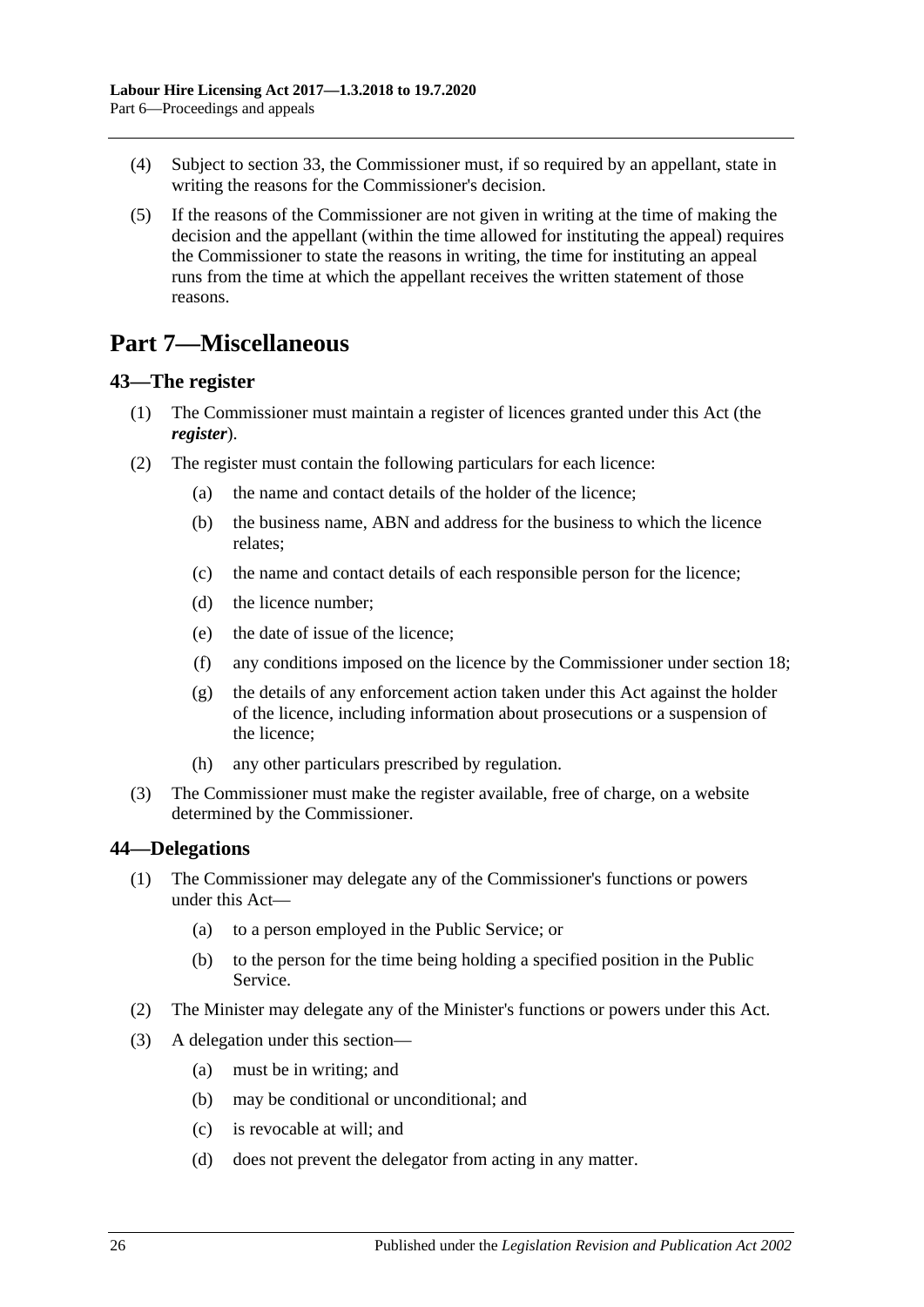(4) Subject to section 33, the Commissioner must, if so required by an appellant, state in writing the reasons for the Commissioner's decision.

(5) If the reasons of the Commissioner are not given in writing at the time of making the decision and the appellant (within the time allowed for instituting the appeal) requires the Commissioner to state the reasons in writing, the time for instituting an appeal runs from the time at which the appellant receives the written statement of those reasons.

# Part 7—Miscellaneous

## 43—The register

(1) The Commissioner must maintain a register of licences granted under this Act (the ***register***).

(2) The register must contain the following particulars for each licence:

- (a) the name and contact details of the holder of the licence;
- (b) the business name, ABN and address for the business to which the licence relates;
- (c) the name and contact details of each responsible person for the licence;
- (d) the licence number;
- (e) the date of issue of the licence;
- (f) any conditions imposed on the licence by the Commissioner under section 18;
- (g) the details of any enforcement action taken under this Act against the holder of the licence, including information about prosecutions or a suspension of the licence;
- (h) any other particulars prescribed by regulation.

(3) The Commissioner must make the register available, free of charge, on a website determined by the Commissioner.

## 44—Delegations

(1) The Commissioner may delegate any of the Commissioner's functions or powers under this Act—

- (a) to a person employed in the Public Service; or
- (b) to the person for the time being holding a specified position in the Public Service.

(2) The Minister may delegate any of the Minister's functions or powers under this Act.

(3) A delegation under this section—

- (a) must be in writing; and
- (b) may be conditional or unconditional; and
- (c) is revocable at will; and
- (d) does not prevent the delegator from acting in any matter.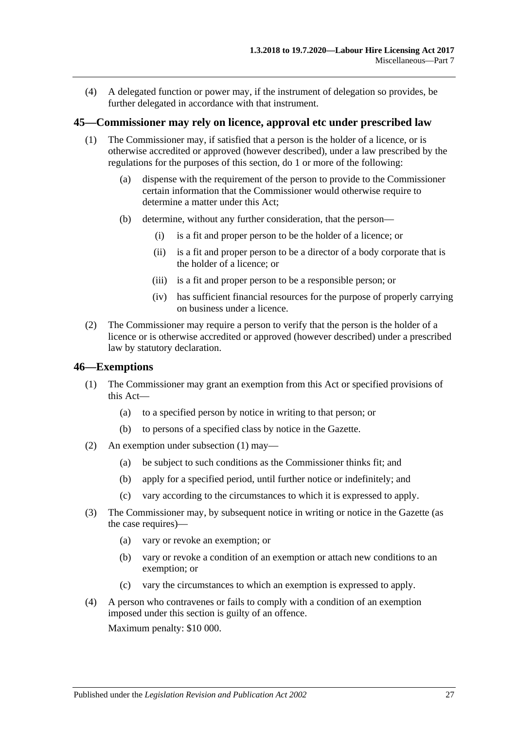(4) A delegated function or power may, if the instrument of delegation so provides, be further delegated in accordance with that instrument.

## 45—Commissioner may rely on licence, approval etc under prescribed law

(1) The Commissioner may, if satisfied that a person is the holder of a licence, or is otherwise accredited or approved (however described), under a law prescribed by the regulations for the purposes of this section, do 1 or more of the following:

(a) dispense with the requirement of the person to provide to the Commissioner certain information that the Commissioner would otherwise require to determine a matter under this Act;

(b) determine, without any further consideration, that the person—

(i) is a fit and proper person to be the holder of a licence; or

(ii) is a fit and proper person to be a director of a body corporate that is the holder of a licence; or

(iii) is a fit and proper person to be a responsible person; or

(iv) has sufficient financial resources for the purpose of properly carrying on business under a licence.

(2) The Commissioner may require a person to verify that the person is the holder of a licence or is otherwise accredited or approved (however described) under a prescribed law by statutory declaration.

## 46—Exemptions

(1) The Commissioner may grant an exemption from this Act or specified provisions of this Act—

(a) to a specified person by notice in writing to that person; or

(b) to persons of a specified class by notice in the Gazette.

(2) An exemption under subsection (1) may—

(a) be subject to such conditions as the Commissioner thinks fit; and

(b) apply for a specified period, until further notice or indefinitely; and

(c) vary according to the circumstances to which it is expressed to apply.

(3) The Commissioner may, by subsequent notice in writing or notice in the Gazette (as the case requires)—

(a) vary or revoke an exemption; or

(b) vary or revoke a condition of an exemption or attach new conditions to an exemption; or

(c) vary the circumstances to which an exemption is expressed to apply.

(4) A person who contravenes or fails to comply with a condition of an exemption imposed under this section is guilty of an offence.

Maximum penalty: $10 000.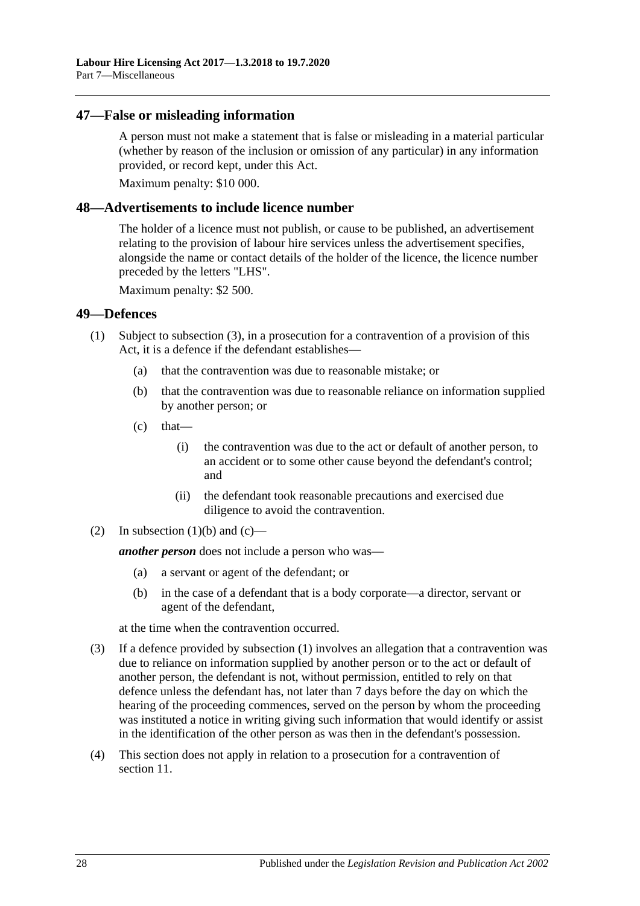## 47—False or misleading information

A person must not make a statement that is false or misleading in a material particular (whether by reason of the inclusion or omission of any particular) in any information provided, or record kept, under this Act.

Maximum penalty: $10 000.

## 48—Advertisements to include licence number

The holder of a licence must not publish, or cause to be published, an advertisement relating to the provision of labour hire services unless the advertisement specifies, alongside the name or contact details of the holder of the licence, the licence number preceded by the letters "LHS".

Maximum penalty: $2 500.

## 49—Defences

(1) Subject to subsection (3), in a prosecution for a contravention of a provision of this Act, it is a defence if the defendant establishes—

- (a) that the contravention was due to reasonable mistake; or
- (b) that the contravention was due to reasonable reliance on information supplied by another person; or
- (c) that—
  - (i) the contravention was due to the act or default of another person, to an accident or to some other cause beyond the defendant's control; and
  - (ii) the defendant took reasonable precautions and exercised due diligence to avoid the contravention.

(2) In subsection (1)(b) and (c)—

***another person*** does not include a person who was—

- (a) a servant or agent of the defendant; or
- (b) in the case of a defendant that is a body corporate—a director, servant or agent of the defendant,

at the time when the contravention occurred.

(3) If a defence provided by subsection (1) involves an allegation that a contravention was due to reliance on information supplied by another person or to the act or default of another person, the defendant is not, without permission, entitled to rely on that defence unless the defendant has, not later than 7 days before the day on which the hearing of the proceeding commences, served on the person by whom the proceeding was instituted a notice in writing giving such information that would identify or assist in the identification of the other person as was then in the defendant's possession.

(4) This section does not apply in relation to a prosecution for a contravention of section 11.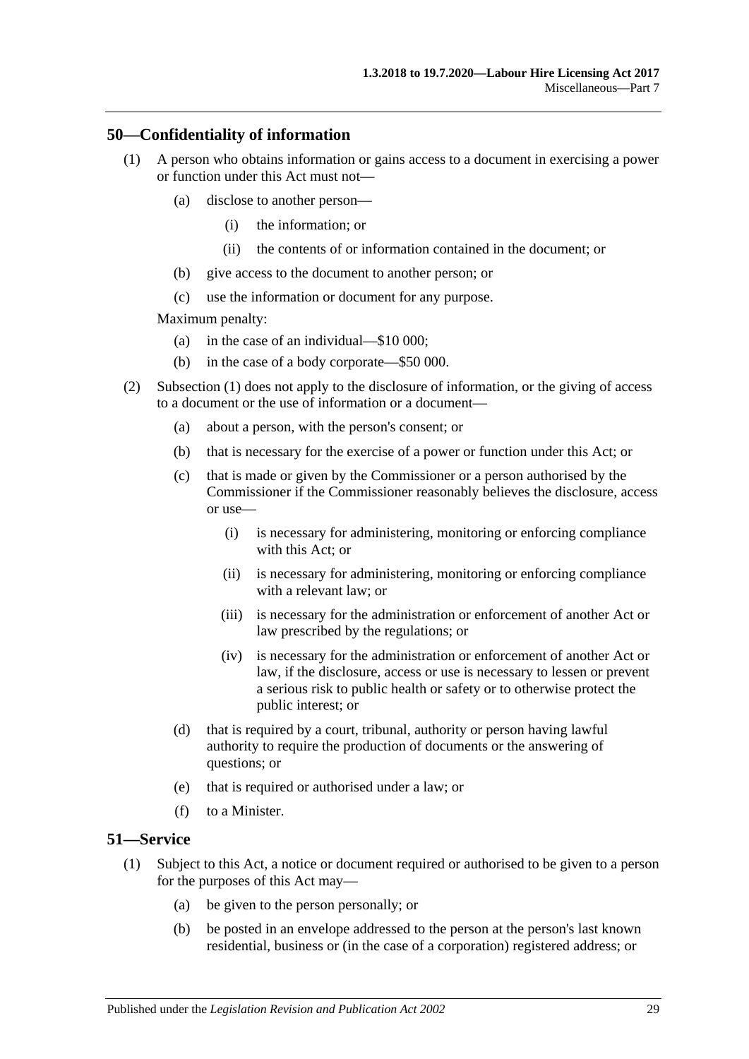## 50—Confidentiality of information

(1) A person who obtains information or gains access to a document in exercising a power or function under this Act must not—

  (a) disclose to another person—

    (i) the information; or

    (ii) the contents of or information contained in the document; or

  (b) give access to the document to another person; or

  (c) use the information or document for any purpose.

Maximum penalty:

  (a) in the case of an individual—$10 000;

  (b) in the case of a body corporate—$50 000.

(2) Subsection (1) does not apply to the disclosure of information, or the giving of access to a document or the use of information or a document—

  (a) about a person, with the person's consent; or

  (b) that is necessary for the exercise of a power or function under this Act; or

  (c) that is made or given by the Commissioner or a person authorised by the Commissioner if the Commissioner reasonably believes the disclosure, access or use—

    (i) is necessary for administering, monitoring or enforcing compliance with this Act; or

    (ii) is necessary for administering, monitoring or enforcing compliance with a relevant law; or

    (iii) is necessary for the administration or enforcement of another Act or law prescribed by the regulations; or

    (iv) is necessary for the administration or enforcement of another Act or law, if the disclosure, access or use is necessary to lessen or prevent a serious risk to public health or safety or to otherwise protect the public interest; or

  (d) that is required by a court, tribunal, authority or person having lawful authority to require the production of documents or the answering of questions; or

  (e) that is required or authorised under a law; or

  (f) to a Minister.

## 51—Service

(1) Subject to this Act, a notice or document required or authorised to be given to a person for the purposes of this Act may—

  (a) be given to the person personally; or

  (b) be posted in an envelope addressed to the person at the person's last known residential, business or (in the case of a corporation) registered address; or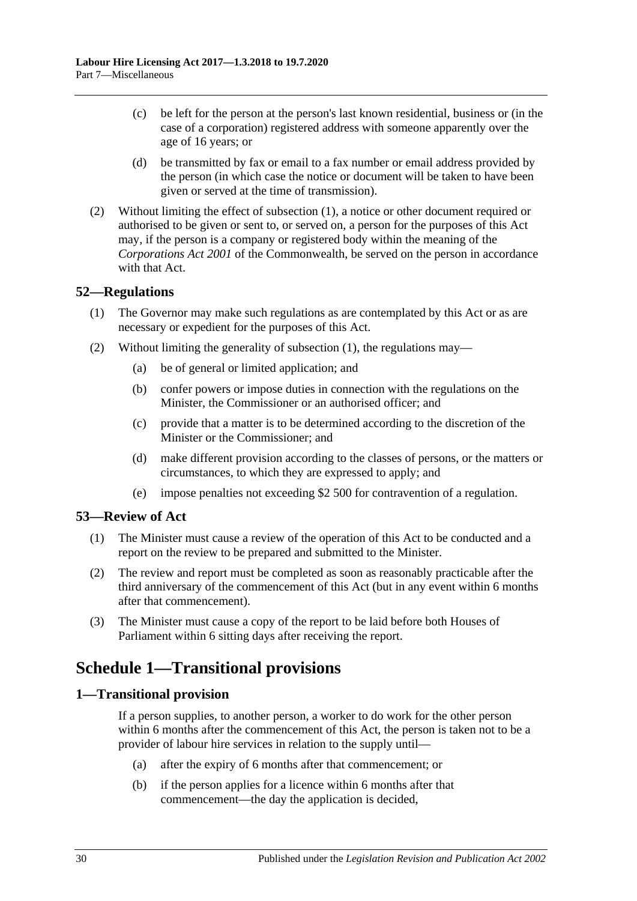(c) be left for the person at the person's last known residential, business or (in the case of a corporation) registered address with someone apparently over the age of 16 years; or

(d) be transmitted by fax or email to a fax number or email address provided by the person (in which case the notice or document will be taken to have been given or served at the time of transmission).

(2) Without limiting the effect of subsection (1), a notice or other document required or authorised to be given or sent to, or served on, a person for the purposes of this Act may, if the person is a company or registered body within the meaning of the *Corporations Act 2001* of the Commonwealth, be served on the person in accordance with that Act.

## 52—Regulations

(1) The Governor may make such regulations as are contemplated by this Act or as are necessary or expedient for the purposes of this Act.

(2) Without limiting the generality of subsection (1), the regulations may—

(a) be of general or limited application; and

(b) confer powers or impose duties in connection with the regulations on the Minister, the Commissioner or an authorised officer; and

(c) provide that a matter is to be determined according to the discretion of the Minister or the Commissioner; and

(d) make different provision according to the classes of persons, or the matters or circumstances, to which they are expressed to apply; and

(e) impose penalties not exceeding $2 500 for contravention of a regulation.

## 53—Review of Act

(1) The Minister must cause a review of the operation of this Act to be conducted and a report on the review to be prepared and submitted to the Minister.

(2) The review and report must be completed as soon as reasonably practicable after the third anniversary of the commencement of this Act (but in any event within 6 months after that commencement).

(3) The Minister must cause a copy of the report to be laid before both Houses of Parliament within 6 sitting days after receiving the report.

# Schedule 1—Transitional provisions

## 1—Transitional provision

If a person supplies, to another person, a worker to do work for the other person within 6 months after the commencement of this Act, the person is taken not to be a provider of labour hire services in relation to the supply until—

(a) after the expiry of 6 months after that commencement; or

(b) if the person applies for a licence within 6 months after that commencement—the day the application is decided,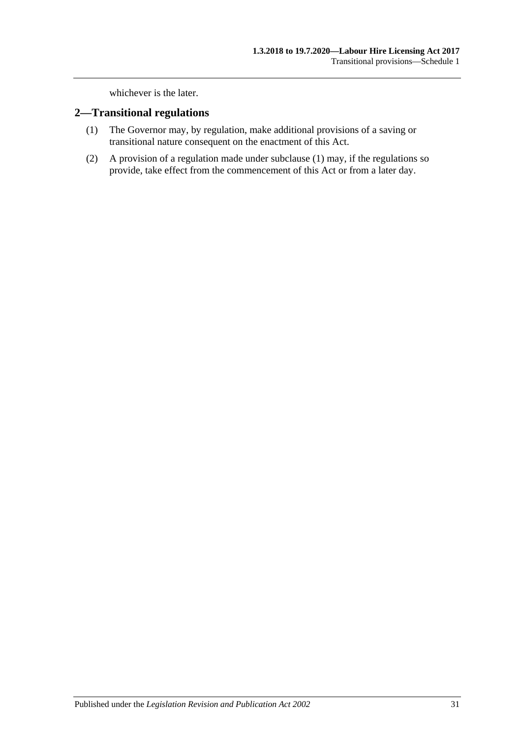whichever is the later.

## 2—Transitional regulations

(1) The Governor may, by regulation, make additional provisions of a saving or transitional nature consequent on the enactment of this Act.

(2) A provision of a regulation made under subclause (1) may, if the regulations so provide, take effect from the commencement of this Act or from a later day.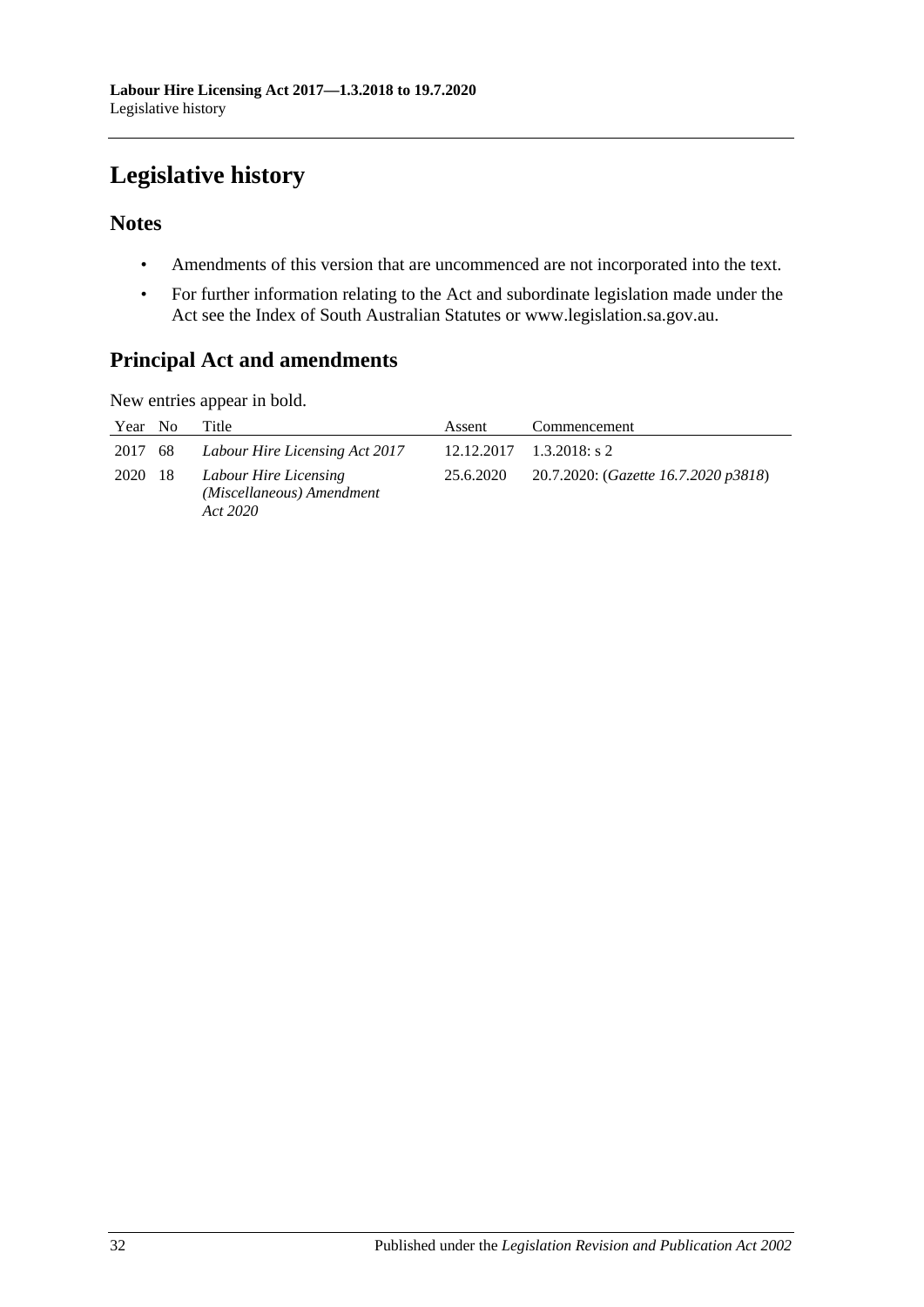# Legislative history

## Notes

- Amendments of this version that are uncommenced are not incorporated into the text.
- For further information relating to the Act and subordinate legislation made under the Act see the Index of South Australian Statutes or www.legislation.sa.gov.au.

## Principal Act and amendments

New entries appear in bold.

| Year | No | Title | Assent | Commencement |
|---|---|---|---|---|
| 2017 | 68 | *Labour Hire Licensing Act 2017* | 12.12.2017 | 1.3.2018: s 2 |
| 2020 | 18 | *Labour Hire Licensing (Miscellaneous) Amendment Act 2020* | 25.6.2020 | 20.7.2020: (*Gazette 16.7.2020 p3818*) |